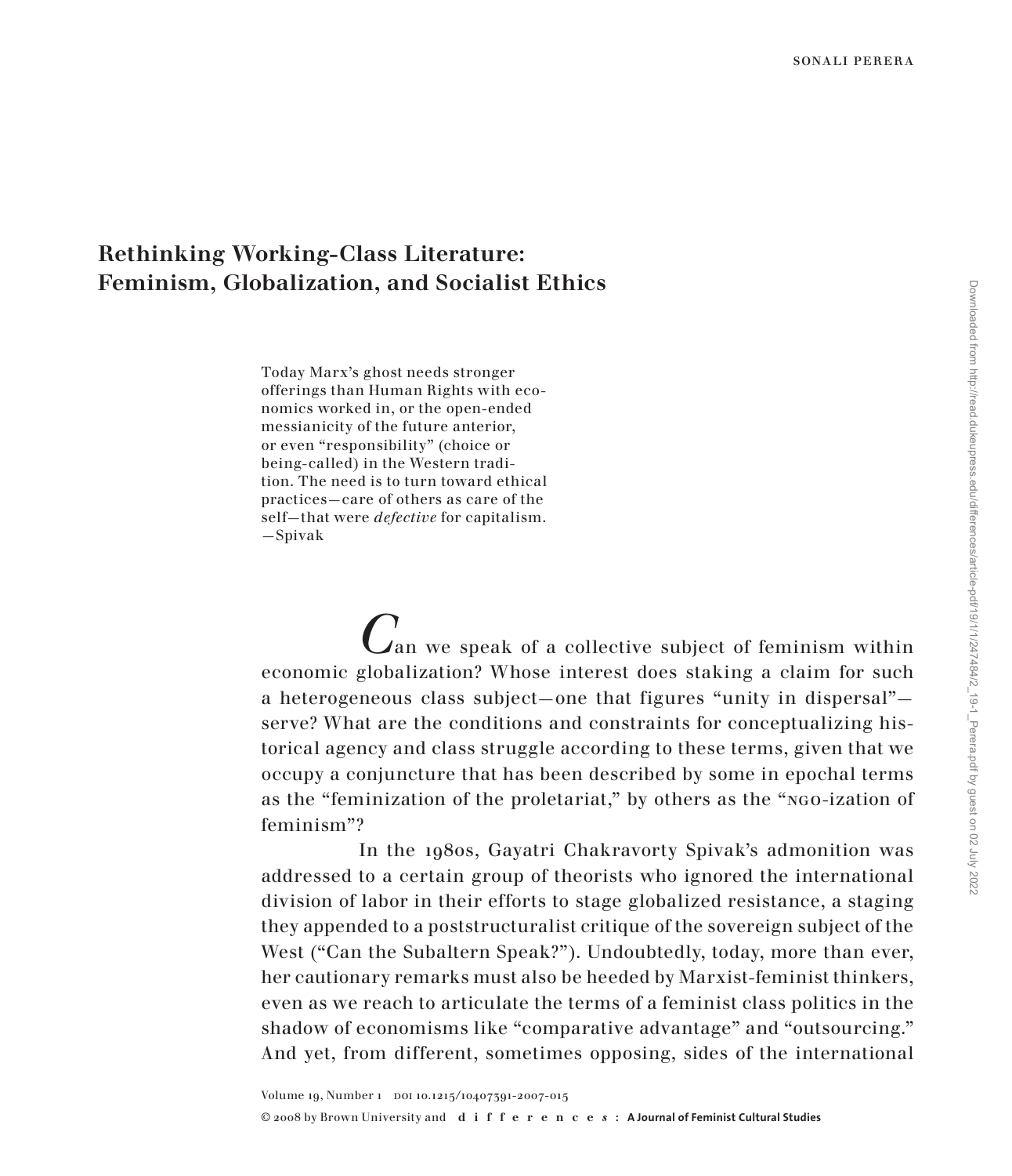SONALI PERERA

# Rethinking Working-Class Literature: Feminism, Globalization, and Socialist Ethics

> Today Marx's ghost needs stronger offerings than Human Rights with economics worked in, or the open-ended messianicity of the future anterior, or even "responsibility" (choice or being-called) in the Western tradition. The need is to turn toward ethical practices—care of others as care of the self—that were *defective* for capitalism.
> —Spivak

Can we speak of a collective subject of feminism within economic globalization? Whose interest does staking a claim for such a heterogeneous class subject—one that figures "unity in dispersal"—serve? What are the conditions and constraints for conceptualizing historical agency and class struggle according to these terms, given that we occupy a conjuncture that has been described by some in epochal terms as the "feminization of the proletariat," by others as the "NGO-ization of feminism"?

In the 1980s, Gayatri Chakravorty Spivak's admonition was addressed to a certain group of theorists who ignored the international division of labor in their efforts to stage globalized resistance, a staging they appended to a poststructuralist critique of the sovereign subject of the West ("Can the Subaltern Speak?"). Undoubtedly, today, more than ever, her cautionary remarks must also be heeded by Marxist-feminist thinkers, even as we reach to articulate the terms of a feminist class politics in the shadow of economisms like "comparative advantage" and "outsourcing." And yet, from different, sometimes opposing, sides of the international

Volume 19, Number 1 DOI 10.1215/10407391-2007-015
© 2008 by Brown University and differences: A Journal of Feminist Cultural Studies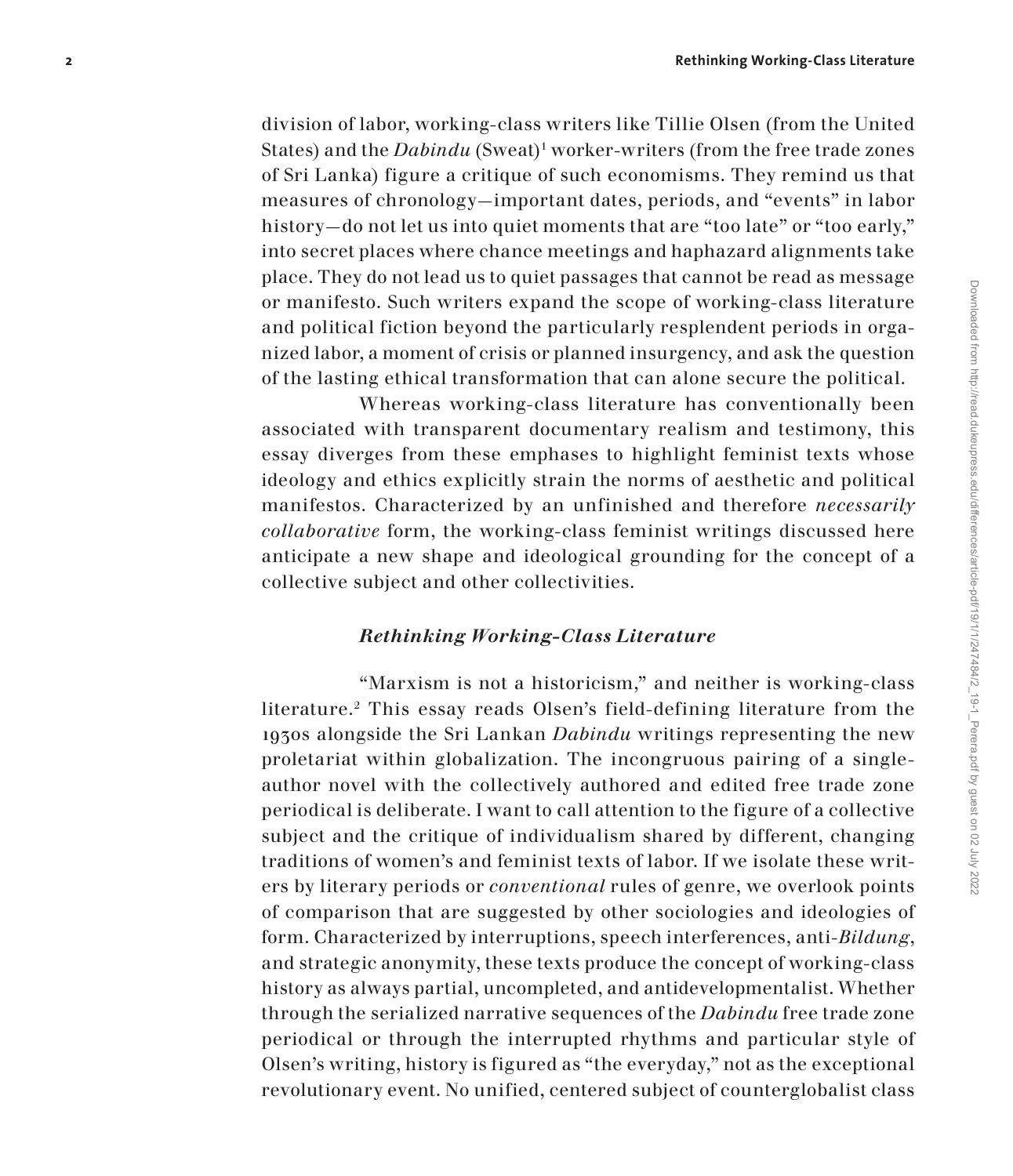division of labor, working-class writers like Tillie Olsen (from the United States) and the *Dabindu* (Sweat)[1] worker-writers (from the free trade zones of Sri Lanka) figure a critique of such economisms. They remind us that measures of chronology—important dates, periods, and "events" in labor history—do not let us into quiet moments that are "too late" or "too early," into secret places where chance meetings and haphazard alignments take place. They do not lead us to quiet passages that cannot be read as message or manifesto. Such writers expand the scope of working-class literature and political fiction beyond the particularly resplendent periods in organized labor, a moment of crisis or planned insurgency, and ask the question of the lasting ethical transformation that can alone secure the political.

Whereas working-class literature has conventionally been associated with transparent documentary realism and testimony, this essay diverges from these emphases to highlight feminist texts whose ideology and ethics explicitly strain the norms of aesthetic and political manifestos. Characterized by an unfinished and therefore *necessarily collaborative* form, the working-class feminist writings discussed here anticipate a new shape and ideological grounding for the concept of a collective subject and other collectivities.

### *Rethinking Working-Class Literature*

"Marxism is not a historicism," and neither is working-class literature.[2] This essay reads Olsen's field-defining literature from the 1930s alongside the Sri Lankan *Dabindu* writings representing the new proletariat within globalization. The incongruous pairing of a single-author novel with the collectively authored and edited free trade zone periodical is deliberate. I want to call attention to the figure of a collective subject and the critique of individualism shared by different, changing traditions of women's and feminist texts of labor. If we isolate these writers by literary periods or *conventional* rules of genre, we overlook points of comparison that are suggested by other sociologies and ideologies of form. Characterized by interruptions, speech interferences, anti-*Bildung*, and strategic anonymity, these texts produce the concept of working-class history as always partial, uncompleted, and antidevelopmentalist. Whether through the serialized narrative sequences of the *Dabindu* free trade zone periodical or through the interrupted rhythms and particular style of Olsen's writing, history is figured as "the everyday," not as the exceptional revolutionary event. No unified, centered subject of counterglobalist class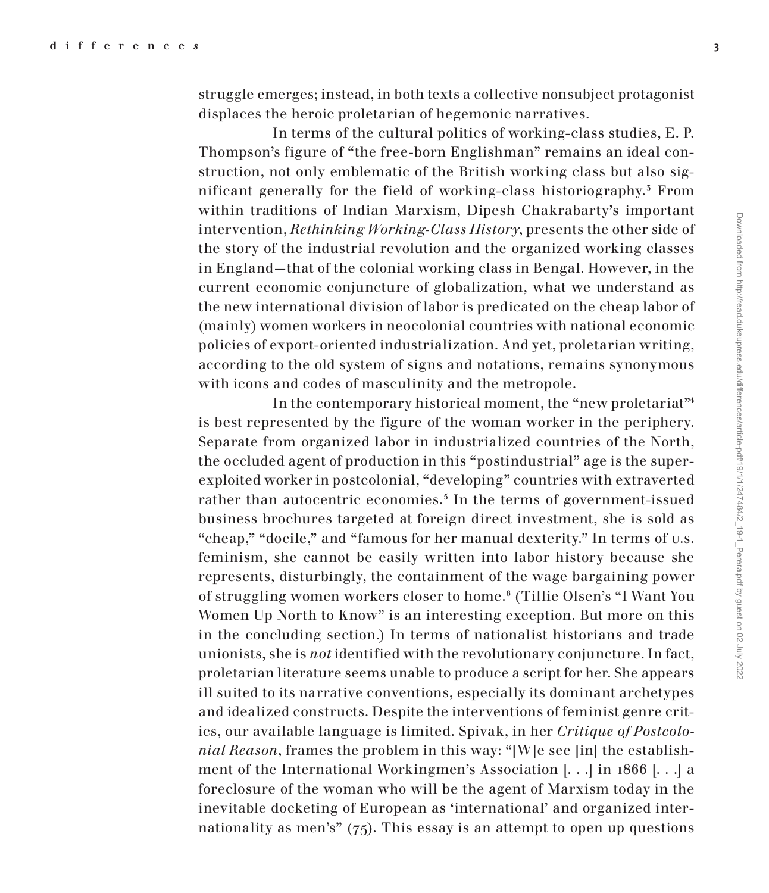struggle emerges; instead, in both texts a collective nonsubject protagonist displaces the heroic proletarian of hegemonic narratives.

In terms of the cultural politics of working-class studies, E. P. Thompson's figure of "the free-born Englishman" remains an ideal construction, not only emblematic of the British working class but also significant generally for the field of working-class historiography.[3] From within traditions of Indian Marxism, Dipesh Chakrabarty's important intervention, *Rethinking Working-Class History*, presents the other side of the story of the industrial revolution and the organized working classes in England—that of the colonial working class in Bengal. However, in the current economic conjuncture of globalization, what we understand as the new international division of labor is predicated on the cheap labor of (mainly) women workers in neocolonial countries with national economic policies of export-oriented industrialization. And yet, proletarian writing, according to the old system of signs and notations, remains synonymous with icons and codes of masculinity and the metropole.

In the contemporary historical moment, the "new proletariat"[4] is best represented by the figure of the woman worker in the periphery. Separate from organized labor in industrialized countries of the North, the occluded agent of production in this "postindustrial" age is the super-exploited worker in postcolonial, "developing" countries with extraverted rather than autocentric economies.[5] In the terms of government-issued business brochures targeted at foreign direct investment, she is sold as "cheap," "docile," and "famous for her manual dexterity." In terms of u.s. feminism, she cannot be easily written into labor history because she represents, disturbingly, the containment of the wage bargaining power of struggling women workers closer to home.[6] (Tillie Olsen's "I Want You Women Up North to Know" is an interesting exception. But more on this in the concluding section.) In terms of nationalist historians and trade unionists, she is *not* identified with the revolutionary conjuncture. In fact, proletarian literature seems unable to produce a script for her. She appears ill suited to its narrative conventions, especially its dominant archetypes and idealized constructs. Despite the interventions of feminist genre critics, our available language is limited. Spivak, in her *Critique of Postcolonial Reason*, frames the problem in this way: "[W]e see [in] the establishment of the International Workingmen's Association [. . .] in 1866 [. . .] a foreclosure of the woman who will be the agent of Marxism today in the inevitable docketing of European as 'international' and organized internationality as men's" (75). This essay is an attempt to open up questions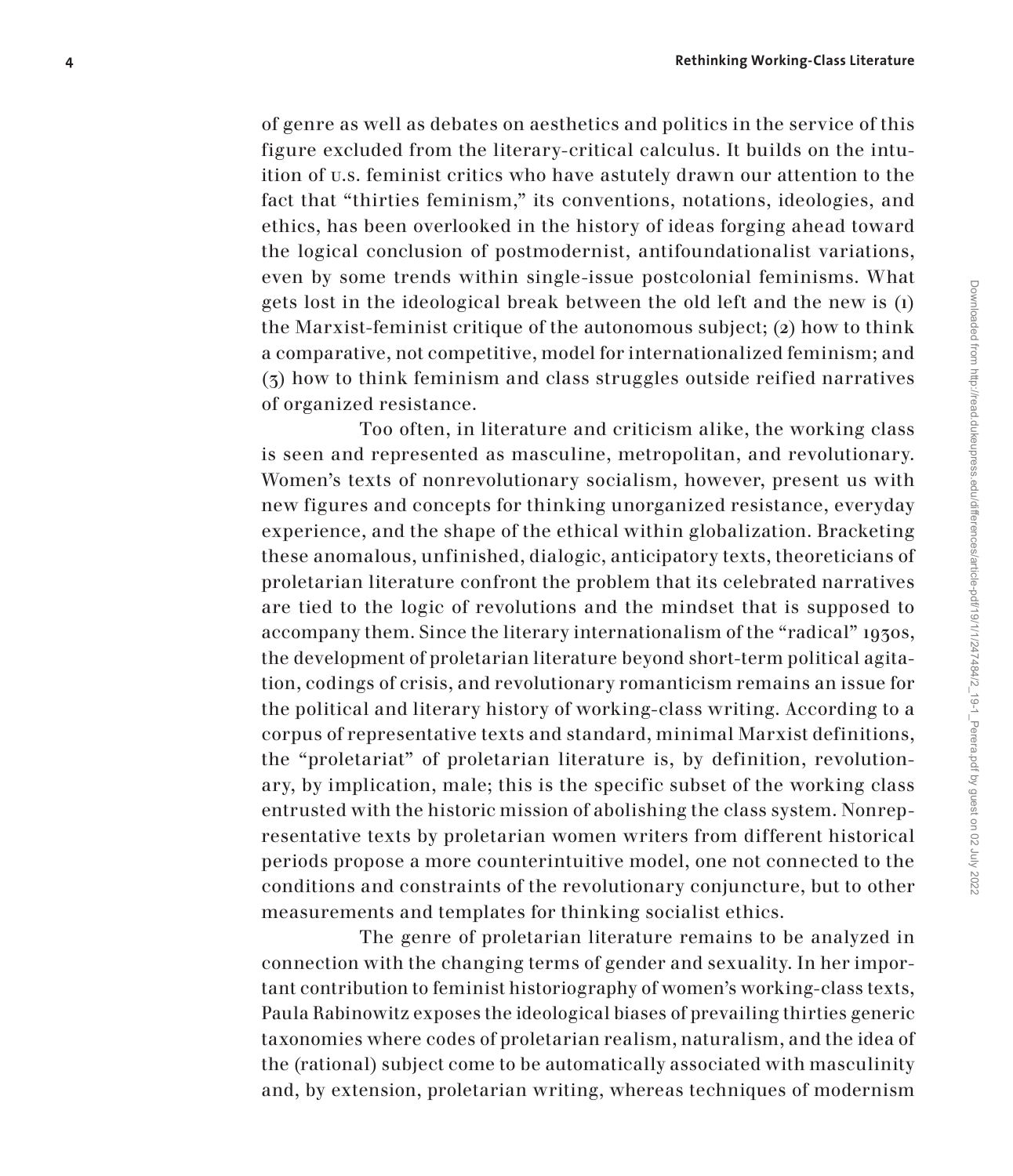of genre as well as debates on aesthetics and politics in the service of this figure excluded from the literary-critical calculus. It builds on the intuition of U.S. feminist critics who have astutely drawn our attention to the fact that "thirties feminism," its conventions, notations, ideologies, and ethics, has been overlooked in the history of ideas forging ahead toward the logical conclusion of postmodernist, antifoundationalist variations, even by some trends within single-issue postcolonial feminisms. What gets lost in the ideological break between the old left and the new is (1) the Marxist-feminist critique of the autonomous subject; (2) how to think a comparative, not competitive, model for internationalized feminism; and (3) how to think feminism and class struggles outside reified narratives of organized resistance.

Too often, in literature and criticism alike, the working class is seen and represented as masculine, metropolitan, and revolutionary. Women's texts of nonrevolutionary socialism, however, present us with new figures and concepts for thinking unorganized resistance, everyday experience, and the shape of the ethical within globalization. Bracketing these anomalous, unfinished, dialogic, anticipatory texts, theoreticians of proletarian literature confront the problem that its celebrated narratives are tied to the logic of revolutions and the mindset that is supposed to accompany them. Since the literary internationalism of the "radical" 1930s, the development of proletarian literature beyond short-term political agitation, codings of crisis, and revolutionary romanticism remains an issue for the political and literary history of working-class writing. According to a corpus of representative texts and standard, minimal Marxist definitions, the "proletariat" of proletarian literature is, by definition, revolutionary, by implication, male; this is the specific subset of the working class entrusted with the historic mission of abolishing the class system. Nonrepresentative texts by proletarian women writers from different historical periods propose a more counterintuitive model, one not connected to the conditions and constraints of the revolutionary conjuncture, but to other measurements and templates for thinking socialist ethics.

The genre of proletarian literature remains to be analyzed in connection with the changing terms of gender and sexuality. In her important contribution to feminist historiography of women's working-class texts, Paula Rabinowitz exposes the ideological biases of prevailing thirties generic taxonomies where codes of proletarian realism, naturalism, and the idea of the (rational) subject come to be automatically associated with masculinity and, by extension, proletarian writing, whereas techniques of modernism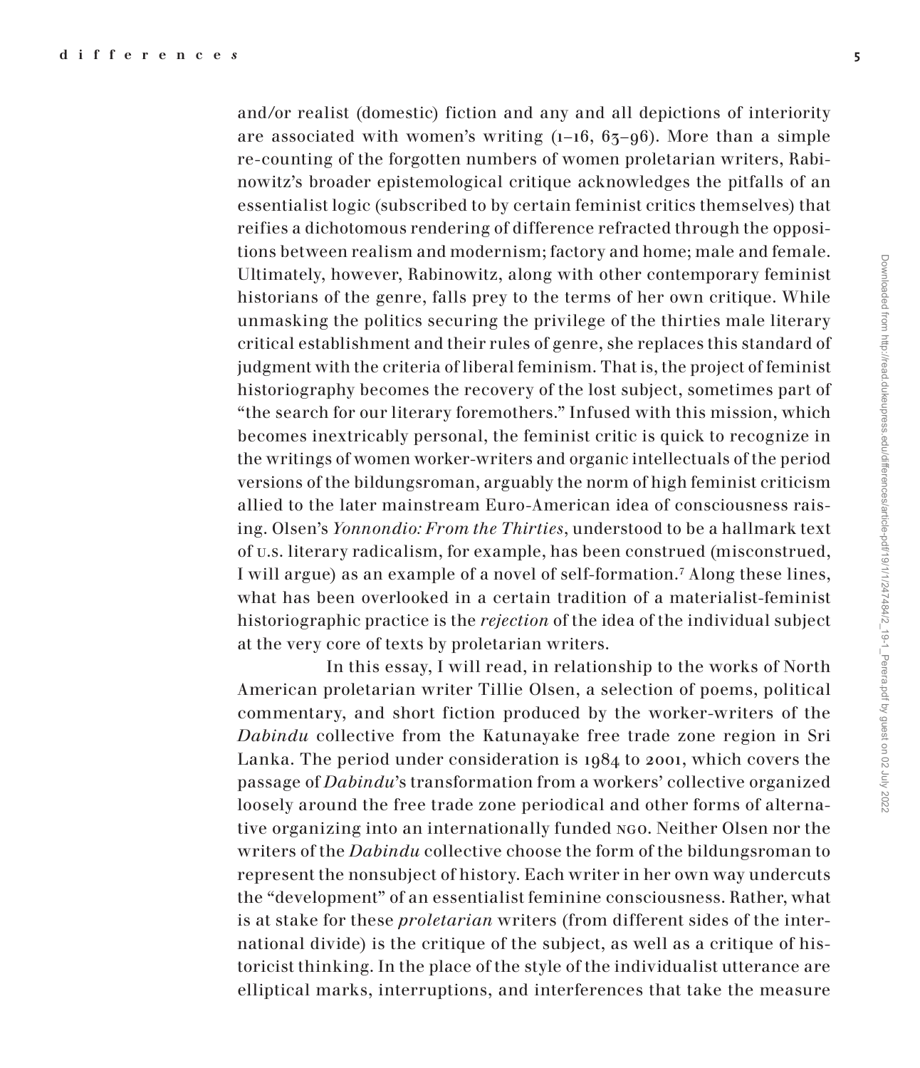and/or realist (domestic) fiction and any and all depictions of interiority are associated with women's writing (1–16, 63–96). More than a simple re-counting of the forgotten numbers of women proletarian writers, Rabinowitz's broader epistemological critique acknowledges the pitfalls of an essentialist logic (subscribed to by certain feminist critics themselves) that reifies a dichotomous rendering of difference refracted through the oppositions between realism and modernism; factory and home; male and female. Ultimately, however, Rabinowitz, along with other contemporary feminist historians of the genre, falls prey to the terms of her own critique. While unmasking the politics securing the privilege of the thirties male literary critical establishment and their rules of genre, she replaces this standard of judgment with the criteria of liberal feminism. That is, the project of feminist historiography becomes the recovery of the lost subject, sometimes part of "the search for our literary foremothers." Infused with this mission, which becomes inextricably personal, the feminist critic is quick to recognize in the writings of women worker-writers and organic intellectuals of the period versions of the bildungsroman, arguably the norm of high feminist criticism allied to the later mainstream Euro-American idea of consciousness raising. Olsen's *Yonnondio: From the Thirties*, understood to be a hallmark text of U.S. literary radicalism, for example, has been construed (misconstrued, I will argue) as an example of a novel of self-formation.[7] Along these lines, what has been overlooked in a certain tradition of a materialist-feminist historiographic practice is the *rejection* of the idea of the individual subject at the very core of texts by proletarian writers.

In this essay, I will read, in relationship to the works of North American proletarian writer Tillie Olsen, a selection of poems, political commentary, and short fiction produced by the worker-writers of the *Dabindu* collective from the Katunayake free trade zone region in Sri Lanka. The period under consideration is 1984 to 2001, which covers the passage of *Dabindu*'s transformation from a workers' collective organized loosely around the free trade zone periodical and other forms of alternative organizing into an internationally funded NGO. Neither Olsen nor the writers of the *Dabindu* collective choose the form of the bildungsroman to represent the nonsubject of history. Each writer in her own way undercuts the "development" of an essentialist feminine consciousness. Rather, what is at stake for these *proletarian* writers (from different sides of the international divide) is the critique of the subject, as well as a critique of historicist thinking. In the place of the style of the individualist utterance are elliptical marks, interruptions, and interferences that take the measure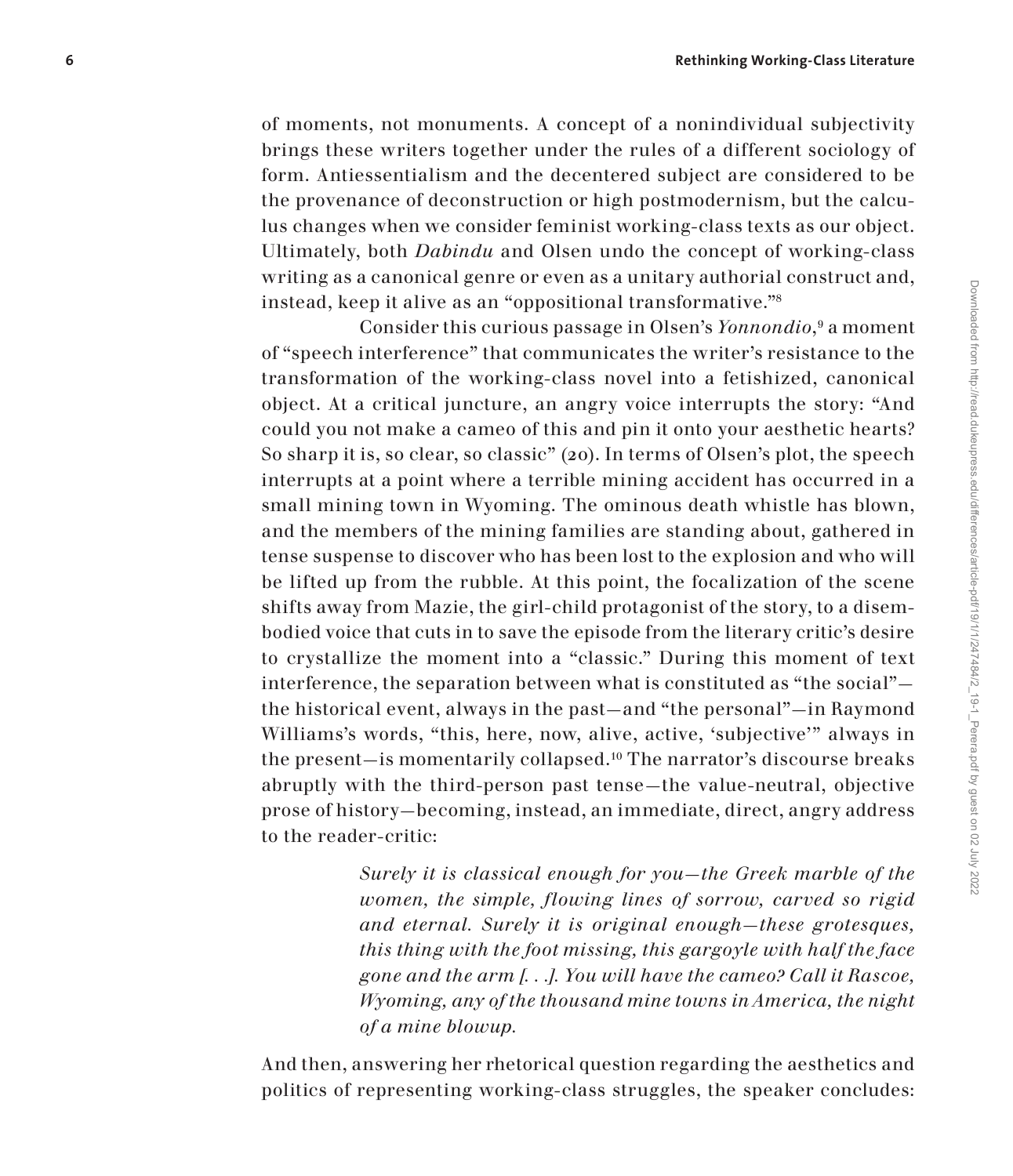of moments, not monuments. A concept of a nonindividual subjectivity brings these writers together under the rules of a different sociology of form. Antiessentialism and the decentered subject are considered to be the provenance of deconstruction or high postmodernism, but the calculus changes when we consider feminist working-class texts as our object. Ultimately, both *Dabindu* and Olsen undo the concept of working-class writing as a canonical genre or even as a unitary authorial construct and, instead, keep it alive as an "oppositional transformative."[8]

Consider this curious passage in Olsen's *Yonnondio*,[9] a moment of "speech interference" that communicates the writer's resistance to the transformation of the working-class novel into a fetishized, canonical object. At a critical juncture, an angry voice interrupts the story: "And could you not make a cameo of this and pin it onto your aesthetic hearts? So sharp it is, so clear, so classic" (20). In terms of Olsen's plot, the speech interrupts at a point where a terrible mining accident has occurred in a small mining town in Wyoming. The ominous death whistle has blown, and the members of the mining families are standing about, gathered in tense suspense to discover who has been lost to the explosion and who will be lifted up from the rubble. At this point, the focalization of the scene shifts away from Mazie, the girl-child protagonist of the story, to a disembodied voice that cuts in to save the episode from the literary critic's desire to crystallize the moment into a "classic." During this moment of text interference, the separation between what is constituted as "the social"—the historical event, always in the past—and "the personal"—in Raymond Williams's words, "this, here, now, alive, active, 'subjective'" always in the present—is momentarily collapsed.[10] The narrator's discourse breaks abruptly with the third-person past tense—the value-neutral, objective prose of history—becoming, instead, an immediate, direct, angry address to the reader-critic:

> *Surely it is classical enough for you—the Greek marble of the women, the simple, flowing lines of sorrow, carved so rigid and eternal. Surely it is original enough—these grotesques, this thing with the foot missing, this gargoyle with half the face gone and the arm [. . .]. You will have the cameo? Call it Rascoe, Wyoming, any of the thousand mine towns in America, the night of a mine blowup.*

And then, answering her rhetorical question regarding the aesthetics and politics of representing working-class struggles, the speaker concludes: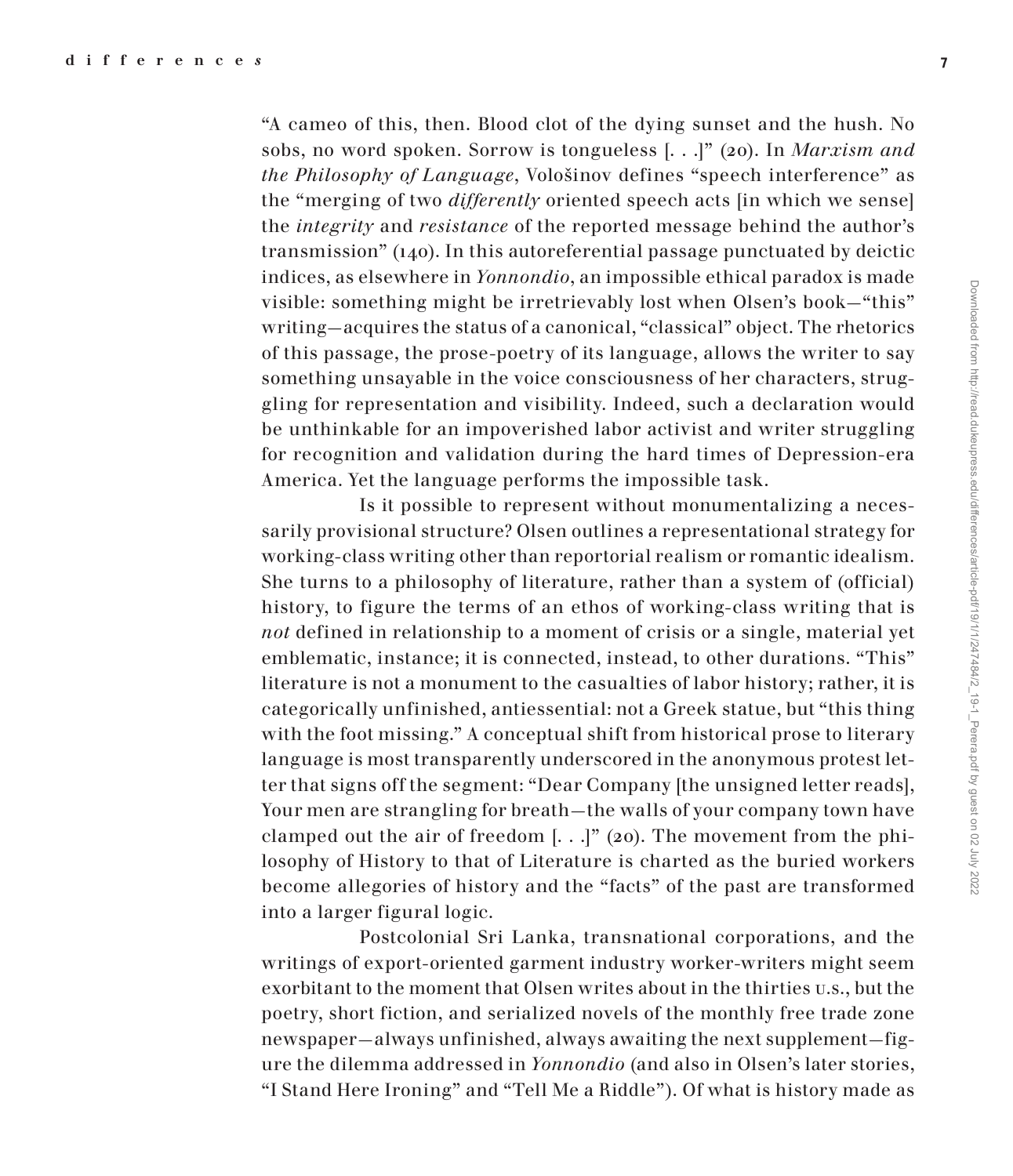"A cameo of this, then. Blood clot of the dying sunset and the hush. No sobs, no word spoken. Sorrow is tongueless [. . .]" (20). In *Marxism and the Philosophy of Language*, Vološinov defines "speech interference" as the "merging of two *differently* oriented speech acts [in which we sense] the *integrity* and *resistance* of the reported message behind the author's transmission" (140). In this autoreferential passage punctuated by deictic indices, as elsewhere in *Yonnondio*, an impossible ethical paradox is made visible: something might be irretrievably lost when Olsen's book—"this" writing—acquires the status of a canonical, "classical" object. The rhetorics of this passage, the prose-poetry of its language, allows the writer to say something unsayable in the voice consciousness of her characters, struggling for representation and visibility. Indeed, such a declaration would be unthinkable for an impoverished labor activist and writer struggling for recognition and validation during the hard times of Depression-era America. Yet the language performs the impossible task.

Is it possible to represent without monumentalizing a necessarily provisional structure? Olsen outlines a representational strategy for working-class writing other than reportorial realism or romantic idealism. She turns to a philosophy of literature, rather than a system of (official) history, to figure the terms of an ethos of working-class writing that is *not* defined in relationship to a moment of crisis or a single, material yet emblematic, instance; it is connected, instead, to other durations. "This" literature is not a monument to the casualties of labor history; rather, it is categorically unfinished, antiessential: not a Greek statue, but "this thing with the foot missing." A conceptual shift from historical prose to literary language is most transparently underscored in the anonymous protest letter that signs off the segment: "Dear Company [the unsigned letter reads], Your men are strangling for breath—the walls of your company town have clamped out the air of freedom [. . .]" (20). The movement from the philosophy of History to that of Literature is charted as the buried workers become allegories of history and the "facts" of the past are transformed into a larger figural logic.

Postcolonial Sri Lanka, transnational corporations, and the writings of export-oriented garment industry worker-writers might seem exorbitant to the moment that Olsen writes about in the thirties U.S., but the poetry, short fiction, and serialized novels of the monthly free trade zone newspaper—always unfinished, always awaiting the next supplement—figure the dilemma addressed in *Yonnondio* (and also in Olsen's later stories, "I Stand Here Ironing" and "Tell Me a Riddle"). Of what is history made as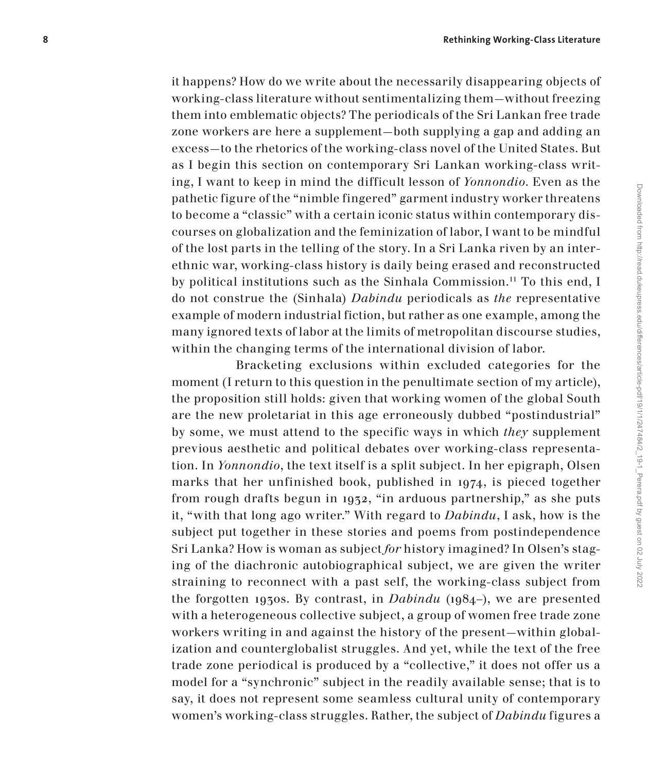it happens? How do we write about the necessarily disappearing objects of working-class literature without sentimentalizing them—without freezing them into emblematic objects? The periodicals of the Sri Lankan free trade zone workers are here a supplement—both supplying a gap and adding an excess—to the rhetorics of the working-class novel of the United States. But as I begin this section on contemporary Sri Lankan working-class writing, I want to keep in mind the difficult lesson of *Yonnondio*. Even as the pathetic figure of the "nimble fingered" garment industry worker threatens to become a "classic" with a certain iconic status within contemporary discourses on globalization and the feminization of labor, I want to be mindful of the lost parts in the telling of the story. In a Sri Lanka riven by an interethnic war, working-class history is daily being erased and reconstructed by political institutions such as the Sinhala Commission.[11] To this end, I do not construe the (Sinhala) *Dabindu* periodicals as *the* representative example of modern industrial fiction, but rather as one example, among the many ignored texts of labor at the limits of metropolitan discourse studies, within the changing terms of the international division of labor.

Bracketing exclusions within excluded categories for the moment (I return to this question in the penultimate section of my article), the proposition still holds: given that working women of the global South are the new proletariat in this age erroneously dubbed "postindustrial" by some, we must attend to the specific ways in which *they* supplement previous aesthetic and political debates over working-class representation. In *Yonnondio*, the text itself is a split subject. In her epigraph, Olsen marks that her unfinished book, published in 1974, is pieced together from rough drafts begun in 1932, "in arduous partnership," as she puts it, "with that long ago writer." With regard to *Dabindu*, I ask, how is the subject put together in these stories and poems from postindependence Sri Lanka? How is woman as subject *for* history imagined? In Olsen's staging of the diachronic autobiographical subject, we are given the writer straining to reconnect with a past self, the working-class subject from the forgotten 1930s. By contrast, in *Dabindu* (1984–), we are presented with a heterogeneous collective subject, a group of women free trade zone workers writing in and against the history of the present—within globalization and counterglobalist struggles. And yet, while the text of the free trade zone periodical is produced by a "collective," it does not offer us a model for a "synchronic" subject in the readily available sense; that is to say, it does not represent some seamless cultural unity of contemporary women's working-class struggles. Rather, the subject of *Dabindu* figures a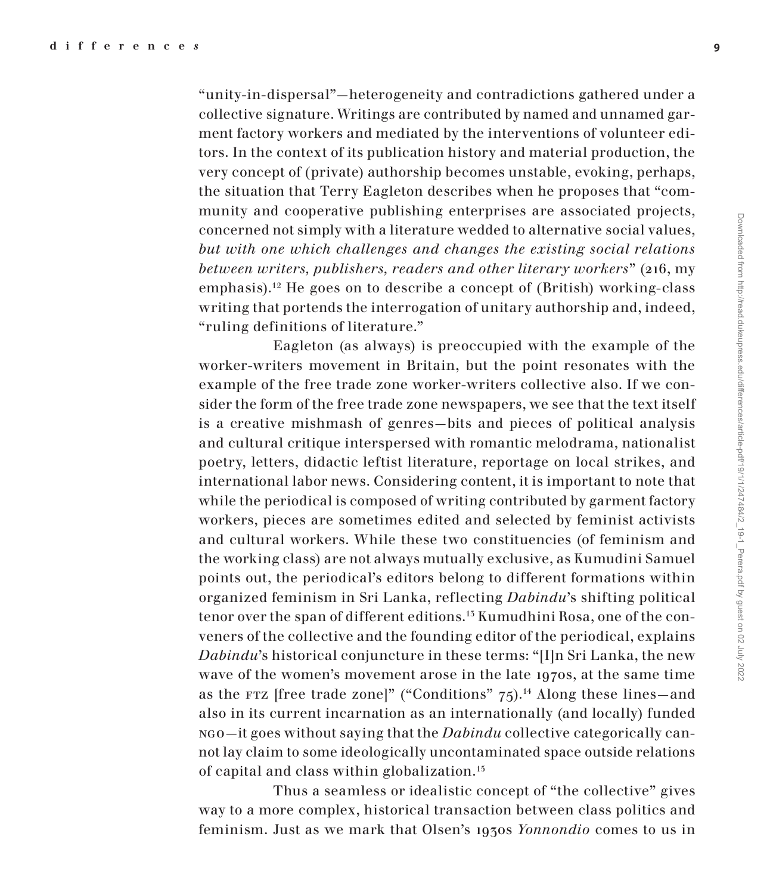"unity-in-dispersal"—heterogeneity and contradictions gathered under a collective signature. Writings are contributed by named and unnamed garment factory workers and mediated by the interventions of volunteer editors. In the context of its publication history and material production, the very concept of (private) authorship becomes unstable, evoking, perhaps, the situation that Terry Eagleton describes when he proposes that "community and cooperative publishing enterprises are associated projects, concerned not simply with a literature wedded to alternative social values, *but with one which challenges and changes the existing social relations between writers, publishers, readers and other literary workers*" (216, my emphasis).[12] He goes on to describe a concept of (British) working-class writing that portends the interrogation of unitary authorship and, indeed, "ruling definitions of literature."

Eagleton (as always) is preoccupied with the example of the worker-writers movement in Britain, but the point resonates with the example of the free trade zone worker-writers collective also. If we consider the form of the free trade zone newspapers, we see that the text itself is a creative mishmash of genres—bits and pieces of political analysis and cultural critique interspersed with romantic melodrama, nationalist poetry, letters, didactic leftist literature, reportage on local strikes, and international labor news. Considering content, it is important to note that while the periodical is composed of writing contributed by garment factory workers, pieces are sometimes edited and selected by feminist activists and cultural workers. While these two constituencies (of feminism and the working class) are not always mutually exclusive, as Kumudini Samuel points out, the periodical's editors belong to different formations within organized feminism in Sri Lanka, reflecting *Dabindu*'s shifting political tenor over the span of different editions.[13] Kumudhini Rosa, one of the conveners of the collective and the founding editor of the periodical, explains *Dabindu*'s historical conjuncture in these terms: "[I]n Sri Lanka, the new wave of the women's movement arose in the late 1970s, at the same time as the FTZ [free trade zone]" ("Conditions" 75).[14] Along these lines—and also in its current incarnation as an internationally (and locally) funded NGO—it goes without saying that the *Dabindu* collective categorically cannot lay claim to some ideologically uncontaminated space outside relations of capital and class within globalization.[15]

Thus a seamless or idealistic concept of "the collective" gives way to a more complex, historical transaction between class politics and feminism. Just as we mark that Olsen's 1930s *Yonnondio* comes to us in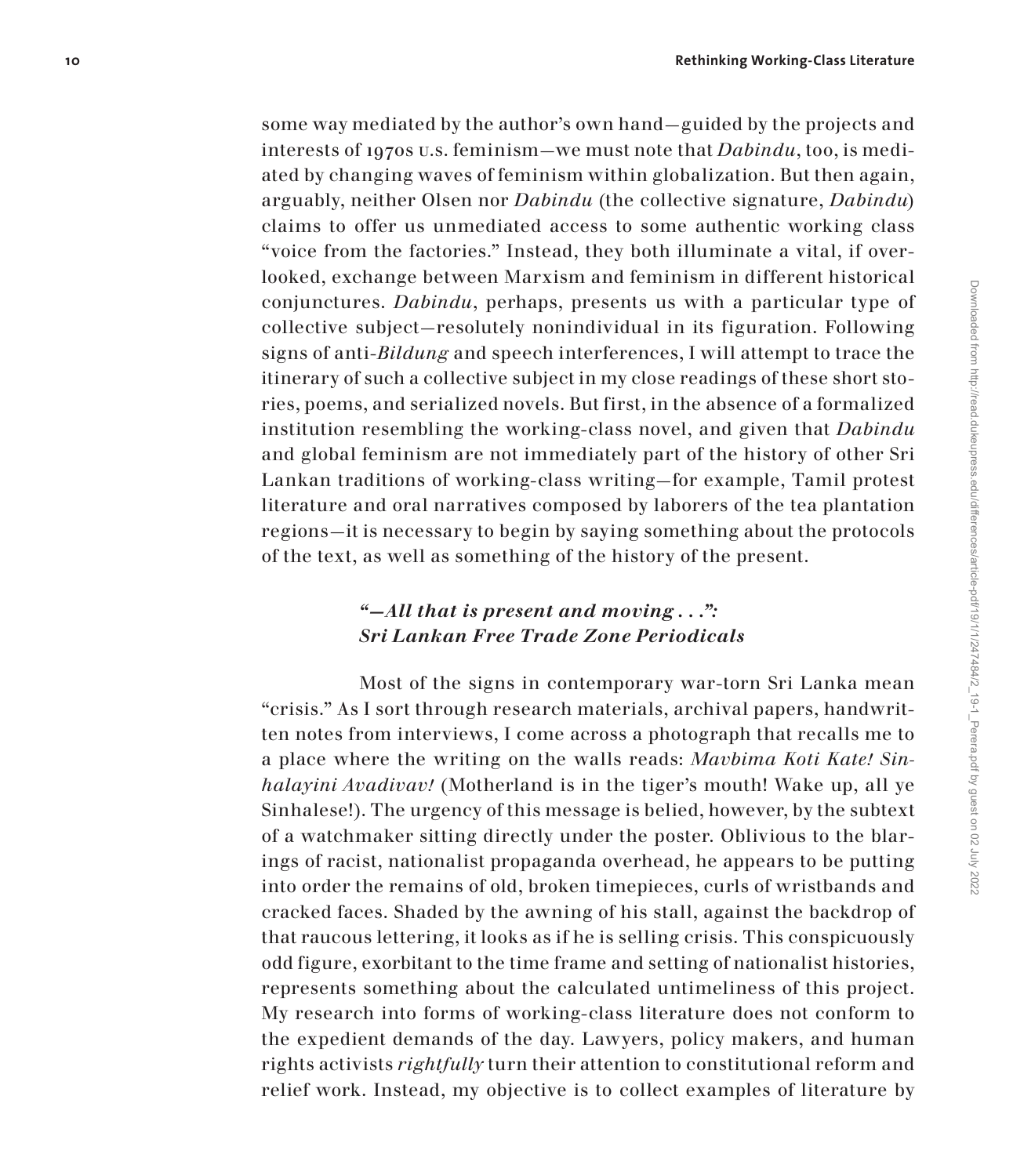some way mediated by the author's own hand—guided by the projects and interests of 1970s U.S. feminism—we must note that *Dabindu*, too, is mediated by changing waves of feminism within globalization. But then again, arguably, neither Olsen nor *Dabindu* (the collective signature, *Dabindu*) claims to offer us unmediated access to some authentic working class "voice from the factories." Instead, they both illuminate a vital, if overlooked, exchange between Marxism and feminism in different historical conjunctures. *Dabindu*, perhaps, presents us with a particular type of collective subject—resolutely nonindividual in its figuration. Following signs of anti-*Bildung* and speech interferences, I will attempt to trace the itinerary of such a collective subject in my close readings of these short stories, poems, and serialized novels. But first, in the absence of a formalized institution resembling the working-class novel, and given that *Dabindu* and global feminism are not immediately part of the history of other Sri Lankan traditions of working-class writing—for example, Tamil protest literature and oral narratives composed by laborers of the tea plantation regions—it is necessary to begin by saying something about the protocols of the text, as well as something of the history of the present.

### *"—All that is present and moving . . .": Sri Lankan Free Trade Zone Periodicals*

Most of the signs in contemporary war-torn Sri Lanka mean "crisis." As I sort through research materials, archival papers, handwritten notes from interviews, I come across a photograph that recalls me to a place where the writing on the walls reads: *Mavbima Koti Kate! Sinhalayini Avadivav!* (Motherland is in the tiger's mouth! Wake up, all ye Sinhalese!). The urgency of this message is belied, however, by the subtext of a watchmaker sitting directly under the poster. Oblivious to the blarings of racist, nationalist propaganda overhead, he appears to be putting into order the remains of old, broken timepieces, curls of wristbands and cracked faces. Shaded by the awning of his stall, against the backdrop of that raucous lettering, it looks as if he is selling crisis. This conspicuously odd figure, exorbitant to the time frame and setting of nationalist histories, represents something about the calculated untimeliness of this project. My research into forms of working-class literature does not conform to the expedient demands of the day. Lawyers, policy makers, and human rights activists *rightfully* turn their attention to constitutional reform and relief work. Instead, my objective is to collect examples of literature by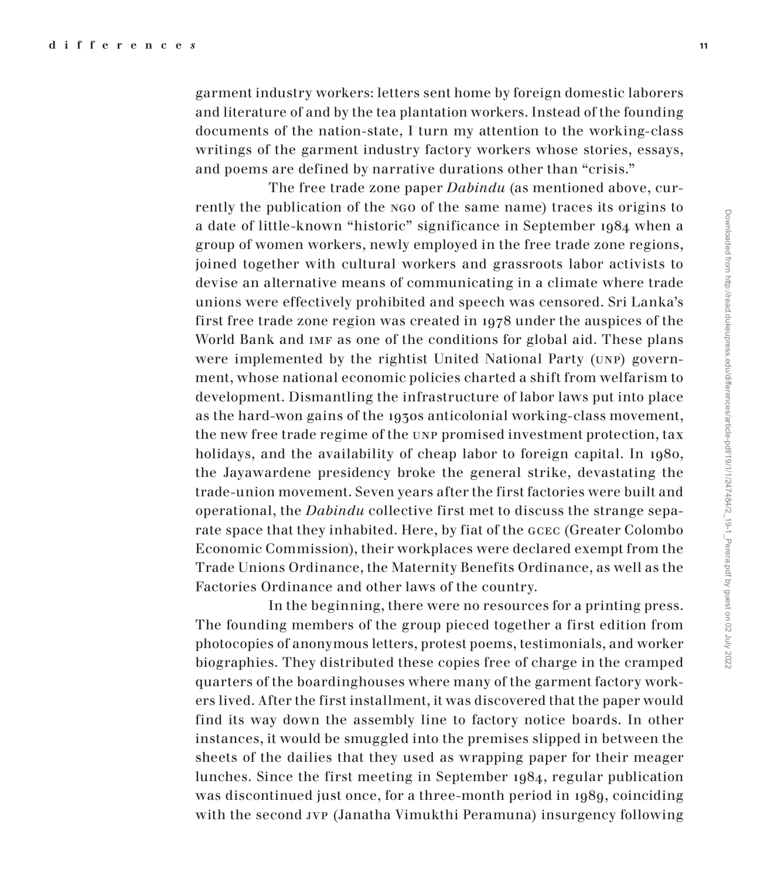garment industry workers: letters sent home by foreign domestic laborers and literature of and by the tea plantation workers. Instead of the founding documents of the nation-state, I turn my attention to the working-class writings of the garment industry factory workers whose stories, essays, and poems are defined by narrative durations other than "crisis."

The free trade zone paper *Dabindu* (as mentioned above, currently the publication of the NGO of the same name) traces its origins to a date of little-known "historic" significance in September 1984 when a group of women workers, newly employed in the free trade zone regions, joined together with cultural workers and grassroots labor activists to devise an alternative means of communicating in a climate where trade unions were effectively prohibited and speech was censored. Sri Lanka's first free trade zone region was created in 1978 under the auspices of the World Bank and IMF as one of the conditions for global aid. These plans were implemented by the rightist United National Party (UNP) government, whose national economic policies charted a shift from welfarism to development. Dismantling the infrastructure of labor laws put into place as the hard-won gains of the 1930s anticolonial working-class movement, the new free trade regime of the UNP promised investment protection, tax holidays, and the availability of cheap labor to foreign capital. In 1980, the Jayawardene presidency broke the general strike, devastating the trade-union movement. Seven years after the first factories were built and operational, the *Dabindu* collective first met to discuss the strange separate space that they inhabited. Here, by fiat of the GCEC (Greater Colombo Economic Commission), their workplaces were declared exempt from the Trade Unions Ordinance, the Maternity Benefits Ordinance, as well as the Factories Ordinance and other laws of the country.

In the beginning, there were no resources for a printing press. The founding members of the group pieced together a first edition from photocopies of anonymous letters, protest poems, testimonials, and worker biographies. They distributed these copies free of charge in the cramped quarters of the boardinghouses where many of the garment factory workers lived. After the first installment, it was discovered that the paper would find its way down the assembly line to factory notice boards. In other instances, it would be smuggled into the premises slipped in between the sheets of the dailies that they used as wrapping paper for their meager lunches. Since the first meeting in September 1984, regular publication was discontinued just once, for a three-month period in 1989, coinciding with the second JVP (Janatha Vimukthi Peramuna) insurgency following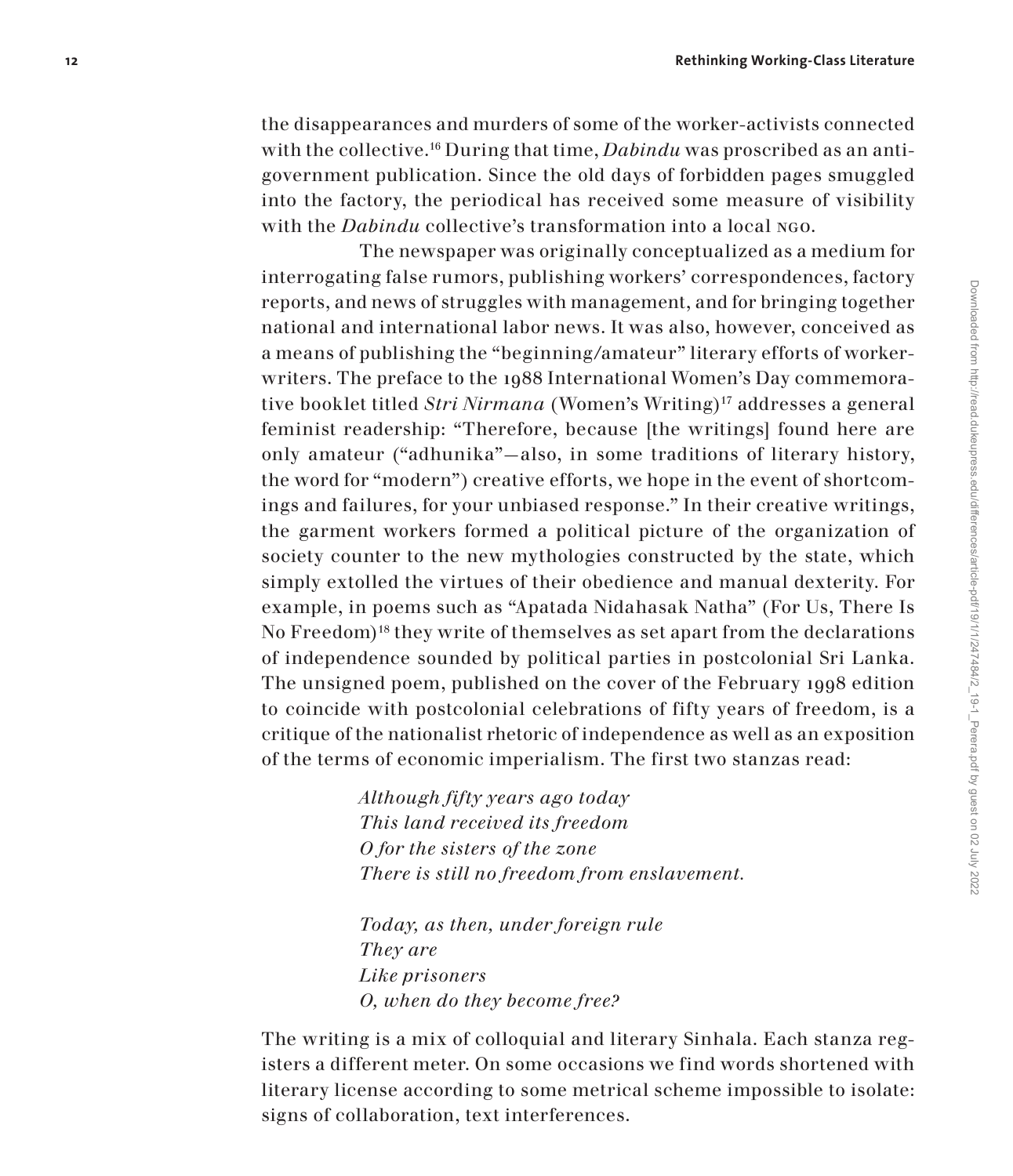the disappearances and murders of some of the worker-activists connected with the collective.[16] During that time, *Dabindu* was proscribed as an anti-government publication. Since the old days of forbidden pages smuggled into the factory, the periodical has received some measure of visibility with the *Dabindu* collective's transformation into a local NGO.

The newspaper was originally conceptualized as a medium for interrogating false rumors, publishing workers' correspondences, factory reports, and news of struggles with management, and for bringing together national and international labor news. It was also, however, conceived as a means of publishing the "beginning/amateur" literary efforts of worker-writers. The preface to the 1988 International Women's Day commemorative booklet titled *Stri Nirmana* (Women's Writing)[17] addresses a general feminist readership: "Therefore, because [the writings] found here are only amateur ("adhunika"—also, in some traditions of literary history, the word for "modern") creative efforts, we hope in the event of shortcomings and failures, for your unbiased response." In their creative writings, the garment workers formed a political picture of the organization of society counter to the new mythologies constructed by the state, which simply extolled the virtues of their obedience and manual dexterity. For example, in poems such as "Apatada Nidahasak Natha" (For Us, There Is No Freedom)[18] they write of themselves as set apart from the declarations of independence sounded by political parties in postcolonial Sri Lanka. The unsigned poem, published on the cover of the February 1998 edition to coincide with postcolonial celebrations of fifty years of freedom, is a critique of the nationalist rhetoric of independence as well as an exposition of the terms of economic imperialism. The first two stanzas read:

> *Although fifty years ago today*
> *This land received its freedom*
> *O for the sisters of the zone*
> *There is still no freedom from enslavement.*
>
> *Today, as then, under foreign rule*
> *They are*
> *Like prisoners*
> *O, when do they become free?*

The writing is a mix of colloquial and literary Sinhala. Each stanza registers a different meter. On some occasions we find words shortened with literary license according to some metrical scheme impossible to isolate: signs of collaboration, text interferences.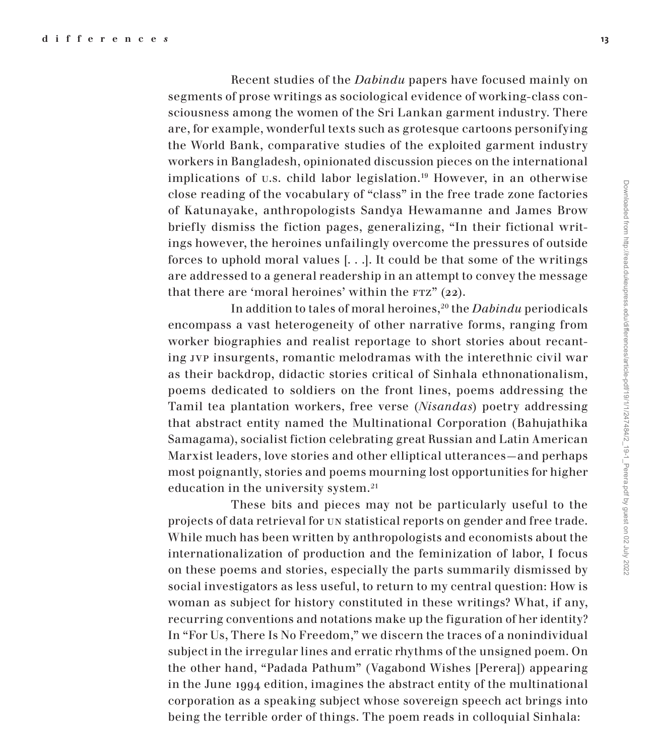Recent studies of the *Dabindu* papers have focused mainly on segments of prose writings as sociological evidence of working-class consciousness among the women of the Sri Lankan garment industry. There are, for example, wonderful texts such as grotesque cartoons personifying the World Bank, comparative studies of the exploited garment industry workers in Bangladesh, opinionated discussion pieces on the international implications of U.S. child labor legislation.[19] However, in an otherwise close reading of the vocabulary of "class" in the free trade zone factories of Katunayake, anthropologists Sandya Hewamanne and James Brow briefly dismiss the fiction pages, generalizing, "In their fictional writings however, the heroines unfailingly overcome the pressures of outside forces to uphold moral values [. . .]. It could be that some of the writings are addressed to a general readership in an attempt to convey the message that there are 'moral heroines' within the FTZ" (22).

In addition to tales of moral heroines,[20] the *Dabindu* periodicals encompass a vast heterogeneity of other narrative forms, ranging from worker biographies and realist reportage to short stories about recanting JVP insurgents, romantic melodramas with the interethnic civil war as their backdrop, didactic stories critical of Sinhala ethnonationalism, poems dedicated to soldiers on the front lines, poems addressing the Tamil tea plantation workers, free verse (*Nisandas*) poetry addressing that abstract entity named the Multinational Corporation (Bahujathika Samagama), socialist fiction celebrating great Russian and Latin American Marxist leaders, love stories and other elliptical utterances—and perhaps most poignantly, stories and poems mourning lost opportunities for higher education in the university system.[21]

These bits and pieces may not be particularly useful to the projects of data retrieval for UN statistical reports on gender and free trade. While much has been written by anthropologists and economists about the internationalization of production and the feminization of labor, I focus on these poems and stories, especially the parts summarily dismissed by social investigators as less useful, to return to my central question: How is woman as subject for history constituted in these writings? What, if any, recurring conventions and notations make up the figuration of her identity? In "For Us, There Is No Freedom," we discern the traces of a nonindividual subject in the irregular lines and erratic rhythms of the unsigned poem. On the other hand, "Padada Pathum" (Vagabond Wishes [Perera]) appearing in the June 1994 edition, imagines the abstract entity of the multinational corporation as a speaking subject whose sovereign speech act brings into being the terrible order of things. The poem reads in colloquial Sinhala: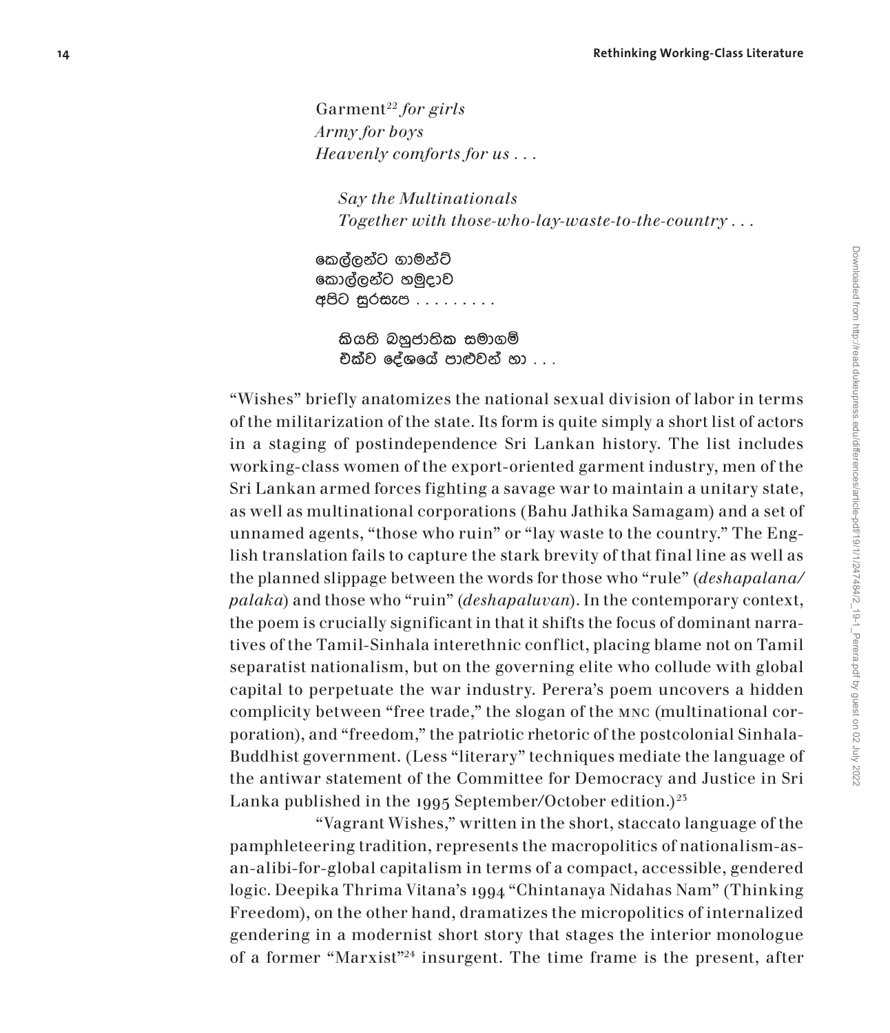> Garment[22] *for girls*
> *Army for boys*
> *Heavenly comforts for us . . .*
>
> > *Say the Multinationals*
> > *Together with those-who-lay-waste-to-the-country . . .*
>
> කෙල්ලන්ට ගාමන්ට්
> කොල්ලන්ට හමුදාව
> අපිට සුරසැප . . . . . . . . .
>
> > කියති බහුජාතික සමාගම්
> > එක්ව දේශයේ පාළුවන් හා . . .

"Wishes" briefly anatomizes the national sexual division of labor in terms of the militarization of the state. Its form is quite simply a short list of actors in a staging of postindependence Sri Lankan history. The list includes working-class women of the export-oriented garment industry, men of the Sri Lankan armed forces fighting a savage war to maintain a unitary state, as well as multinational corporations (Bahu Jathika Samagam) and a set of unnamed agents, "those who ruin" or "lay waste to the country." The English translation fails to capture the stark brevity of that final line as well as the planned slippage between the words for those who "rule" (*deshapalana/palaka*) and those who "ruin" (*deshapaluvan*). In the contemporary context, the poem is crucially significant in that it shifts the focus of dominant narratives of the Tamil-Sinhala interethnic conflict, placing blame not on Tamil separatist nationalism, but on the governing elite who collude with global capital to perpetuate the war industry. Perera's poem uncovers a hidden complicity between "free trade," the slogan of the MNC (multinational corporation), and "freedom," the patriotic rhetoric of the postcolonial Sinhala-Buddhist government. (Less "literary" techniques mediate the language of the antiwar statement of the Committee for Democracy and Justice in Sri Lanka published in the 1995 September/October edition.)[23]

"Vagrant Wishes," written in the short, staccato language of the pamphleteering tradition, represents the macropolitics of nationalism-as-an-alibi-for-global capitalism in terms of a compact, accessible, gendered logic. Deepika Thrima Vitana's 1994 "Chintanaya Nidahas Nam" (Thinking Freedom), on the other hand, dramatizes the micropolitics of internalized gendering in a modernist short story that stages the interior monologue of a former "Marxist"[24] insurgent. The time frame is the present, after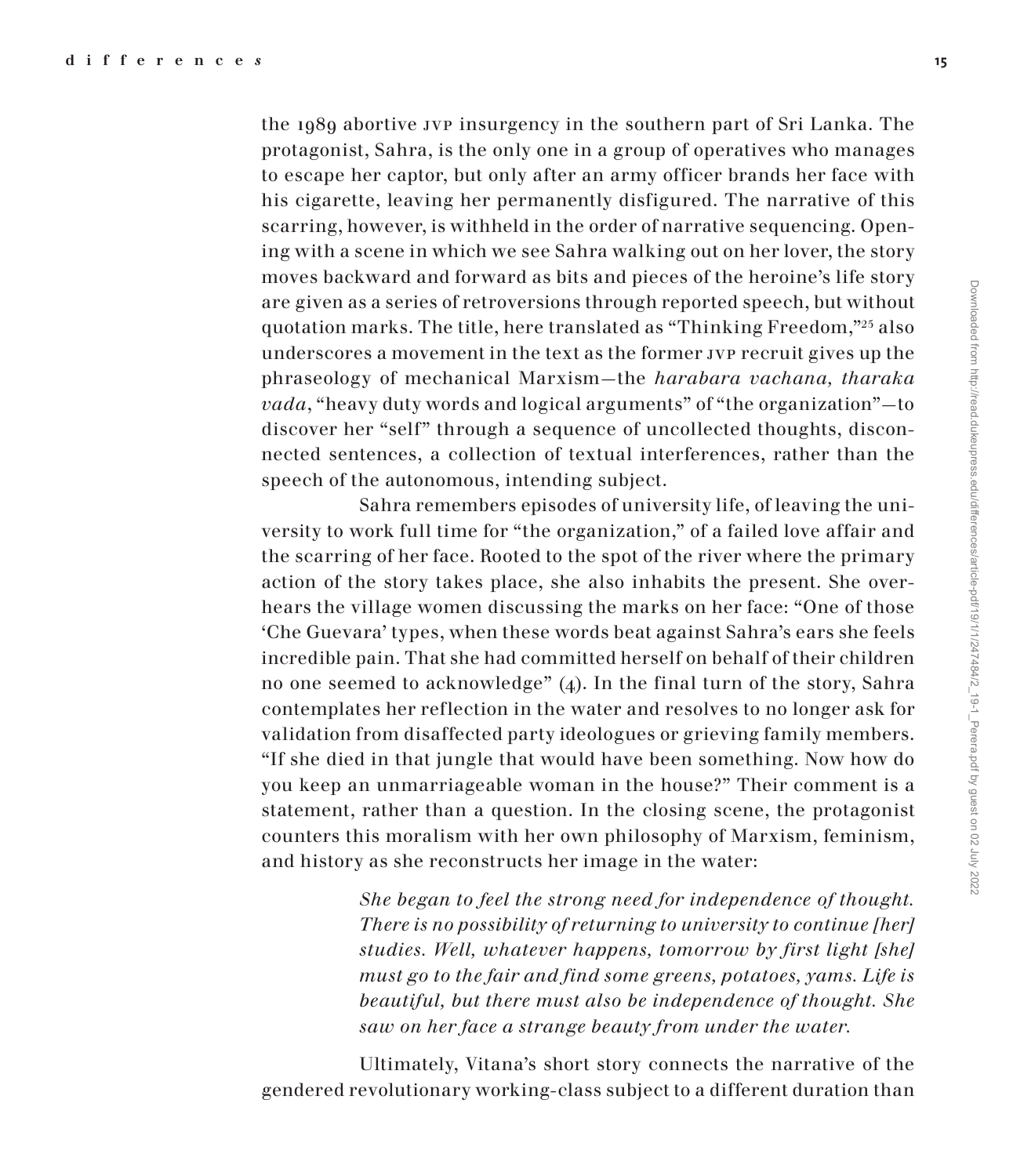the 1989 abortive JVP insurgency in the southern part of Sri Lanka. The protagonist, Sahra, is the only one in a group of operatives who manages to escape her captor, but only after an army officer brands her face with his cigarette, leaving her permanently disfigured. The narrative of this scarring, however, is withheld in the order of narrative sequencing. Opening with a scene in which we see Sahra walking out on her lover, the story moves backward and forward as bits and pieces of the heroine's life story are given as a series of retroversions through reported speech, but without quotation marks. The title, here translated as "Thinking Freedom,"[25] also underscores a movement in the text as the former JVP recruit gives up the phraseology of mechanical Marxism—the *harabara vachana, tharaka vada*, "heavy duty words and logical arguments" of "the organization"—to discover her "self" through a sequence of uncollected thoughts, disconnected sentences, a collection of textual interferences, rather than the speech of the autonomous, intending subject.

Sahra remembers episodes of university life, of leaving the university to work full time for "the organization," of a failed love affair and the scarring of her face. Rooted to the spot of the river where the primary action of the story takes place, she also inhabits the present. She overhears the village women discussing the marks on her face: "One of those 'Che Guevara' types, when these words beat against Sahra's ears she feels incredible pain. That she had committed herself on behalf of their children no one seemed to acknowledge" (4). In the final turn of the story, Sahra contemplates her reflection in the water and resolves to no longer ask for validation from disaffected party ideologues or grieving family members. "If she died in that jungle that would have been something. Now how do you keep an unmarriageable woman in the house?" Their comment is a statement, rather than a question. In the closing scene, the protagonist counters this moralism with her own philosophy of Marxism, feminism, and history as she reconstructs her image in the water:

> *She began to feel the strong need for independence of thought. There is no possibility of returning to university to continue [her] studies. Well, whatever happens, tomorrow by first light [she] must go to the fair and find some greens, potatoes, yams. Life is beautiful, but there must also be independence of thought. She saw on her face a strange beauty from under the water.*

Ultimately, Vitana's short story connects the narrative of the gendered revolutionary working-class subject to a different duration than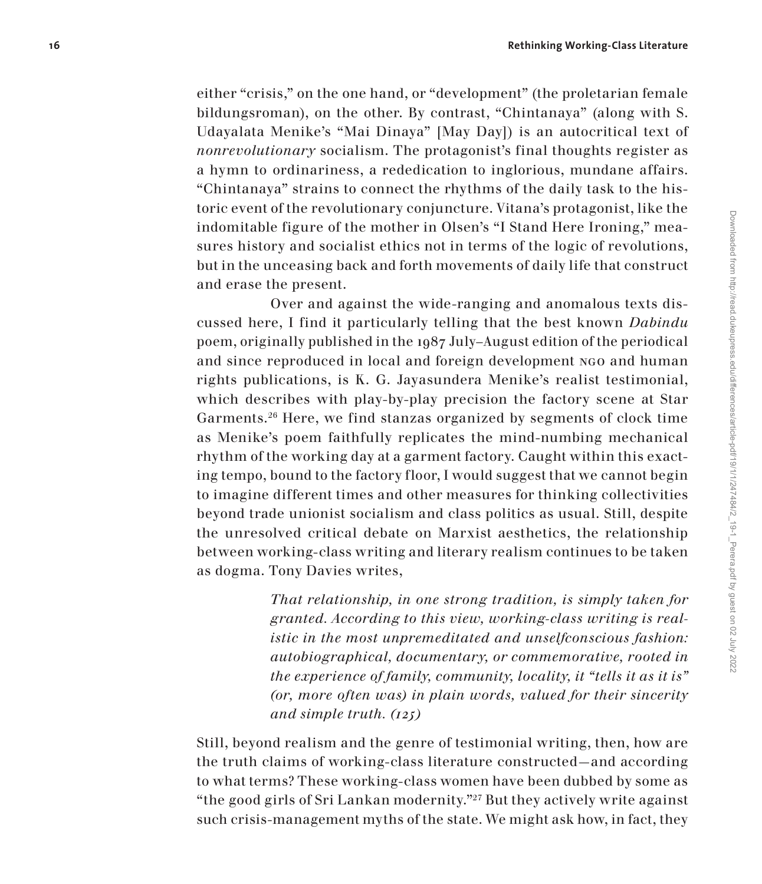either "crisis," on the one hand, or "development" (the proletarian female bildungsroman), on the other. By contrast, "Chintanaya" (along with S. Udayalata Menike's "Mai Dinaya" [May Day]) is an autocritical text of *nonrevolutionary* socialism. The protagonist's final thoughts register as a hymn to ordinariness, a rededication to inglorious, mundane affairs. "Chintanaya" strains to connect the rhythms of the daily task to the historic event of the revolutionary conjuncture. Vitana's protagonist, like the indomitable figure of the mother in Olsen's "I Stand Here Ironing," measures history and socialist ethics not in terms of the logic of revolutions, but in the unceasing back and forth movements of daily life that construct and erase the present.

Over and against the wide-ranging and anomalous texts discussed here, I find it particularly telling that the best known *Dabindu* poem, originally published in the 1987 July–August edition of the periodical and since reproduced in local and foreign development NGO and human rights publications, is K. G. Jayasundera Menike's realist testimonial, which describes with play-by-play precision the factory scene at Star Garments.[26] Here, we find stanzas organized by segments of clock time as Menike's poem faithfully replicates the mind-numbing mechanical rhythm of the working day at a garment factory. Caught within this exacting tempo, bound to the factory floor, I would suggest that we cannot begin to imagine different times and other measures for thinking collectivities beyond trade unionist socialism and class politics as usual. Still, despite the unresolved critical debate on Marxist aesthetics, the relationship between working-class writing and literary realism continues to be taken as dogma. Tony Davies writes,

> *That relationship, in one strong tradition, is simply taken for granted. According to this view, working-class writing is realistic in the most unpremeditated and unselfconscious fashion: autobiographical, documentary, or commemorative, rooted in the experience of family, community, locality, it "tells it as it is" (or, more often was) in plain words, valued for their sincerity and simple truth. (125)*

Still, beyond realism and the genre of testimonial writing, then, how are the truth claims of working-class literature constructed—and according to what terms? These working-class women have been dubbed by some as "the good girls of Sri Lankan modernity."[27] But they actively write against such crisis-management myths of the state. We might ask how, in fact, they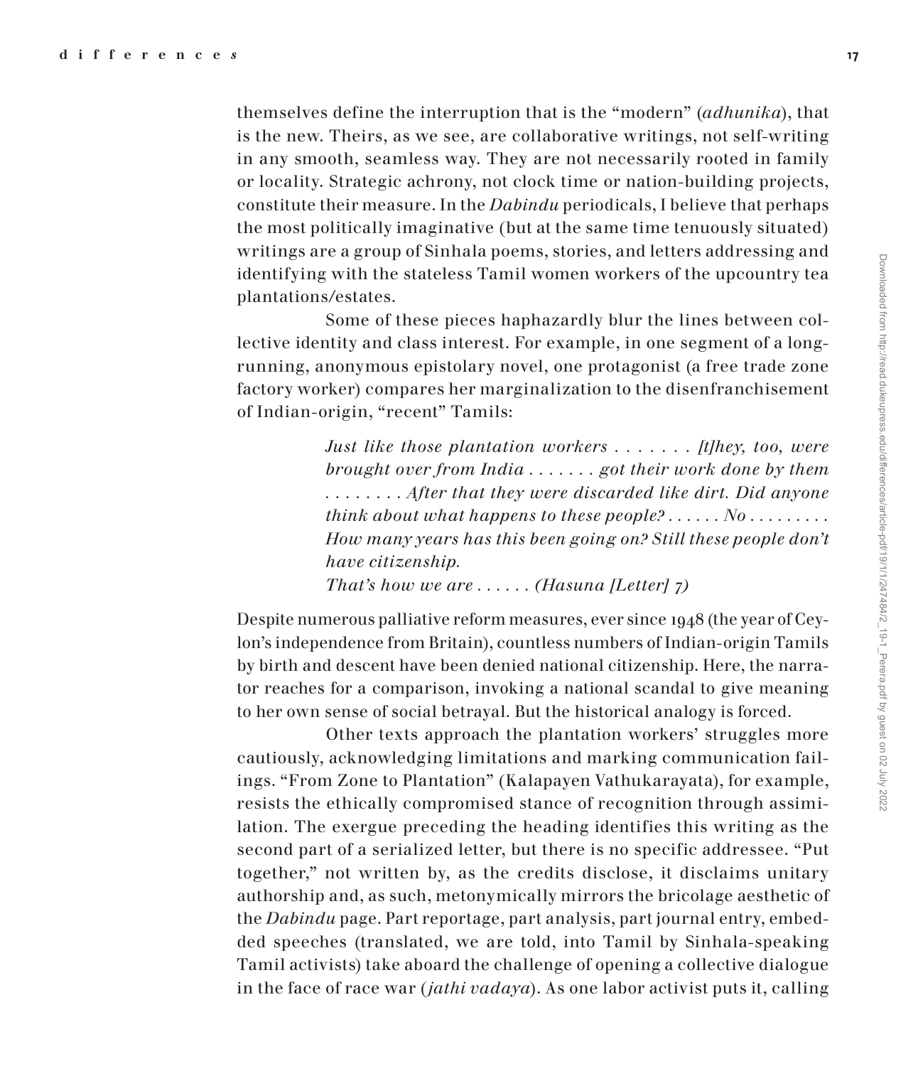themselves define the interruption that is the "modern" (*adhunika*), that is the new. Theirs, as we see, are collaborative writings, not self-writing in any smooth, seamless way. They are not necessarily rooted in family or locality. Strategic achrony, not clock time or nation-building projects, constitute their measure. In the *Dabindu* periodicals, I believe that perhaps the most politically imaginative (but at the same time tenuously situated) writings are a group of Sinhala poems, stories, and letters addressing and identifying with the stateless Tamil women workers of the upcountry tea plantations/estates.

Some of these pieces haphazardly blur the lines between collective identity and class interest. For example, in one segment of a long-running, anonymous epistolary novel, one protagonist (a free trade zone factory worker) compares her marginalization to the disenfranchisement of Indian-origin, "recent" Tamils:

> *Just like those plantation workers . . . . . . . [t]hey, too, were brought over from India . . . . . . . got their work done by them . . . . . . . . After that they were discarded like dirt. Did anyone think about what happens to these people? . . . . . . No . . . . . . . . . How many years has this been going on? Still these people don't have citizenship.*
>
> *That's how we are . . . . . . (Hasuna [Letter] 7)*

Despite numerous palliative reform measures, ever since 1948 (the year of Ceylon's independence from Britain), countless numbers of Indian-origin Tamils by birth and descent have been denied national citizenship. Here, the narrator reaches for a comparison, invoking a national scandal to give meaning to her own sense of social betrayal. But the historical analogy is forced.

Other texts approach the plantation workers' struggles more cautiously, acknowledging limitations and marking communication failings. "From Zone to Plantation" (Kalapayen Vathukarayata), for example, resists the ethically compromised stance of recognition through assimilation. The exergue preceding the heading identifies this writing as the second part of a serialized letter, but there is no specific addressee. "Put together," not written by, as the credits disclose, it disclaims unitary authorship and, as such, metonymically mirrors the bricolage aesthetic of the *Dabindu* page. Part reportage, part analysis, part journal entry, embedded speeches (translated, we are told, into Tamil by Sinhala-speaking Tamil activists) take aboard the challenge of opening a collective dialogue in the face of race war (*jathi vadaya*). As one labor activist puts it, calling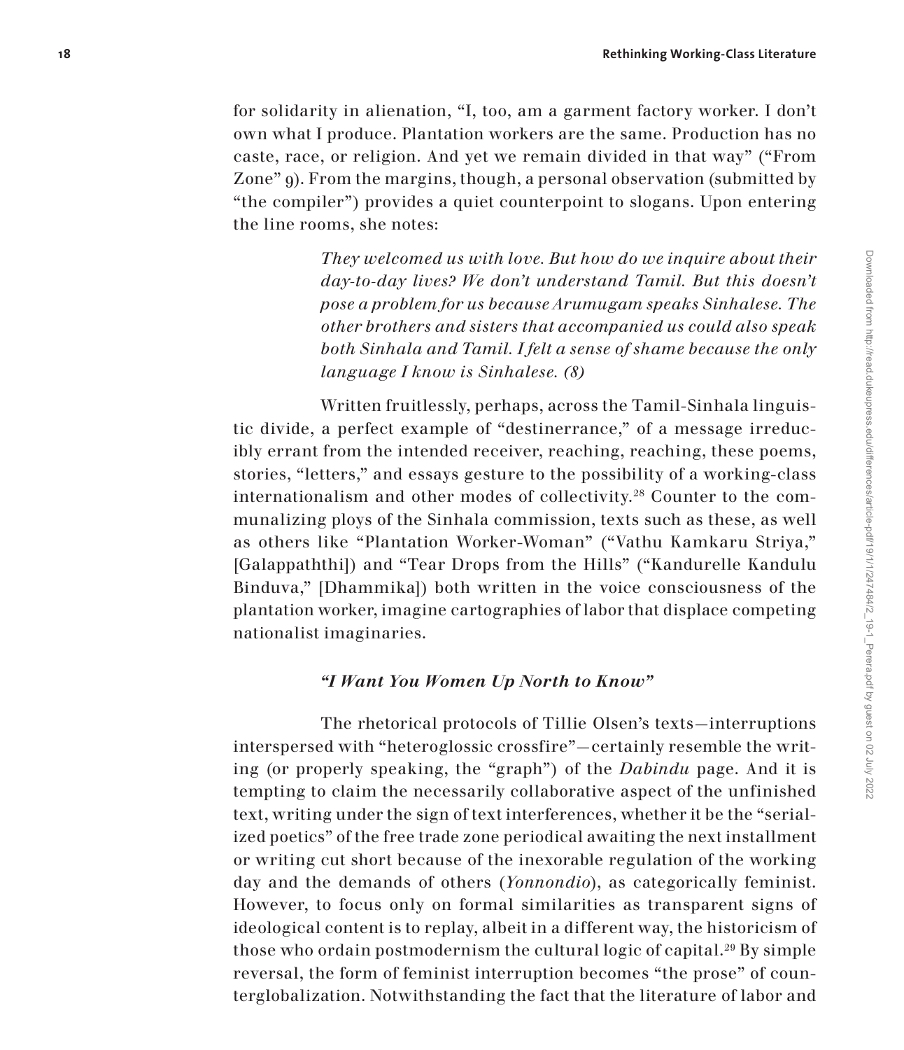for solidarity in alienation, "I, too, am a garment factory worker. I don't own what I produce. Plantation workers are the same. Production has no caste, race, or religion. And yet we remain divided in that way" ("From Zone" 9). From the margins, though, a personal observation (submitted by "the compiler") provides a quiet counterpoint to slogans. Upon entering the line rooms, she notes:

> *They welcomed us with love. But how do we inquire about their day-to-day lives? We don't understand Tamil. But this doesn't pose a problem for us because Arumugam speaks Sinhalese. The other brothers and sisters that accompanied us could also speak both Sinhala and Tamil. I felt a sense of shame because the only language I know is Sinhalese. (8)*

Written fruitlessly, perhaps, across the Tamil-Sinhala linguistic divide, a perfect example of "destinerrance," of a message irreducibly errant from the intended receiver, reaching, reaching, these poems, stories, "letters," and essays gesture to the possibility of a working-class internationalism and other modes of collectivity.[28] Counter to the communalizing ploys of the Sinhala commission, texts such as these, as well as others like "Plantation Worker-Woman" ("Vathu Kamkaru Striya," [Galappaththi]) and "Tear Drops from the Hills" ("Kandurelle Kandulu Binduva," [Dhammika]) both written in the voice consciousness of the plantation worker, imagine cartographies of labor that displace competing nationalist imaginaries.

### *"I Want You Women Up North to Know"*

The rhetorical protocols of Tillie Olsen's texts—interruptions interspersed with "heteroglossic crossfire"—certainly resemble the writing (or properly speaking, the "graph") of the *Dabindu* page. And it is tempting to claim the necessarily collaborative aspect of the unfinished text, writing under the sign of text interferences, whether it be the "serialized poetics" of the free trade zone periodical awaiting the next installment or writing cut short because of the inexorable regulation of the working day and the demands of others (*Yonnondio*), as categorically feminist. However, to focus only on formal similarities as transparent signs of ideological content is to replay, albeit in a different way, the historicism of those who ordain postmodernism the cultural logic of capital.[29] By simple reversal, the form of feminist interruption becomes "the prose" of counterglobalization. Notwithstanding the fact that the literature of labor and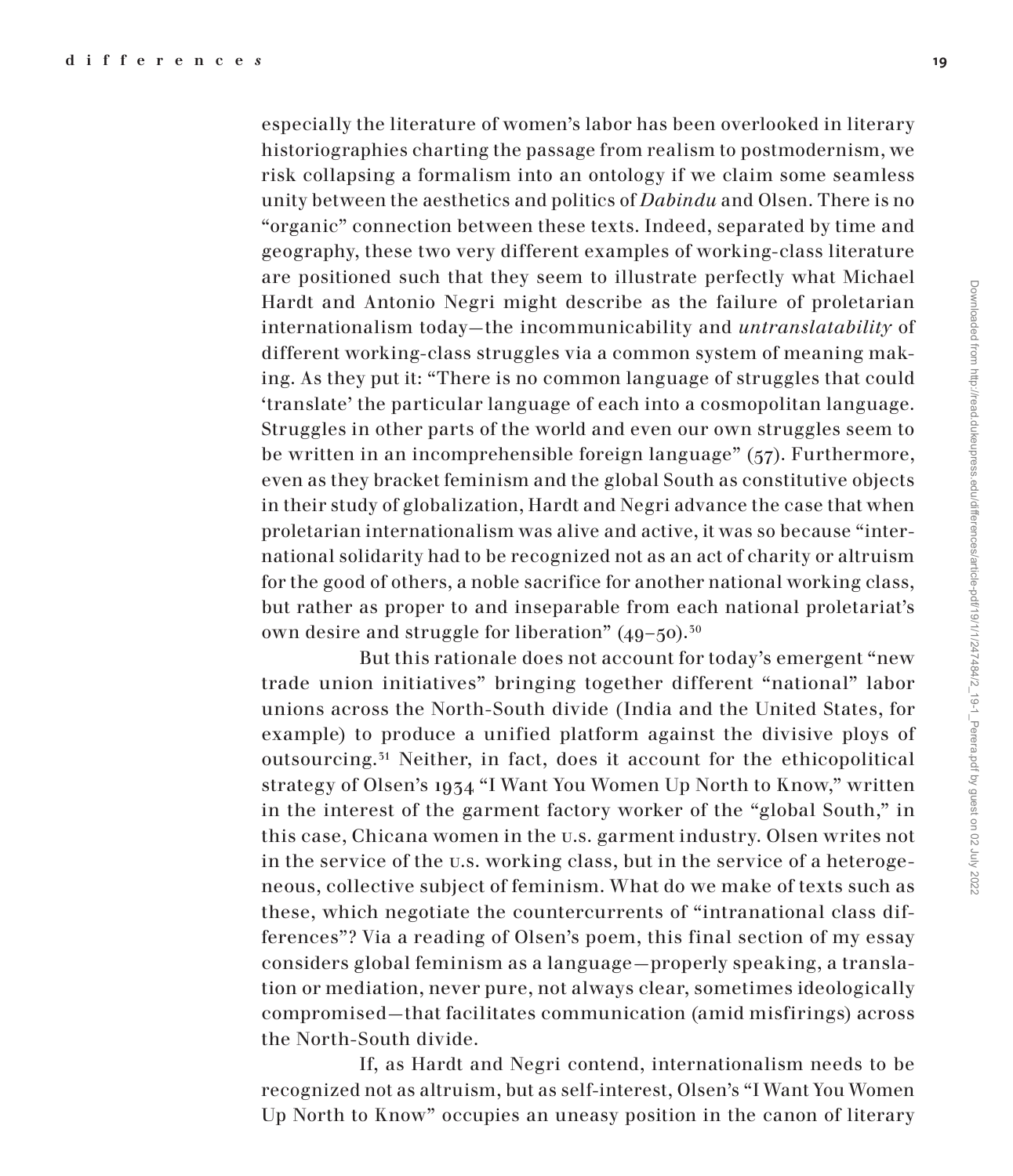especially the literature of women's labor has been overlooked in literary historiographies charting the passage from realism to postmodernism, we risk collapsing a formalism into an ontology if we claim some seamless unity between the aesthetics and politics of *Dabindu* and Olsen. There is no "organic" connection between these texts. Indeed, separated by time and geography, these two very different examples of working-class literature are positioned such that they seem to illustrate perfectly what Michael Hardt and Antonio Negri might describe as the failure of proletarian internationalism today—the incommunicability and *untranslatability* of different working-class struggles via a common system of meaning making. As they put it: "There is no common language of struggles that could 'translate' the particular language of each into a cosmopolitan language. Struggles in other parts of the world and even our own struggles seem to be written in an incomprehensible foreign language" (57). Furthermore, even as they bracket feminism and the global South as constitutive objects in their study of globalization, Hardt and Negri advance the case that when proletarian internationalism was alive and active, it was so because "international solidarity had to be recognized not as an act of charity or altruism for the good of others, a noble sacrifice for another national working class, but rather as proper to and inseparable from each national proletariat's own desire and struggle for liberation" (49–50).[30]

But this rationale does not account for today's emergent "new trade union initiatives" bringing together different "national" labor unions across the North-South divide (India and the United States, for example) to produce a unified platform against the divisive ploys of outsourcing.[31] Neither, in fact, does it account for the ethicopolitical strategy of Olsen's 1934 "I Want You Women Up North to Know," written in the interest of the garment factory worker of the "global South," in this case, Chicana women in the U.S. garment industry. Olsen writes not in the service of the U.S. working class, but in the service of a heterogeneous, collective subject of feminism. What do we make of texts such as these, which negotiate the countercurrents of "intranational class differences"? Via a reading of Olsen's poem, this final section of my essay considers global feminism as a language—properly speaking, a translation or mediation, never pure, not always clear, sometimes ideologically compromised—that facilitates communication (amid misfirings) across the North-South divide.

If, as Hardt and Negri contend, internationalism needs to be recognized not as altruism, but as self-interest, Olsen's "I Want You Women Up North to Know" occupies an uneasy position in the canon of literary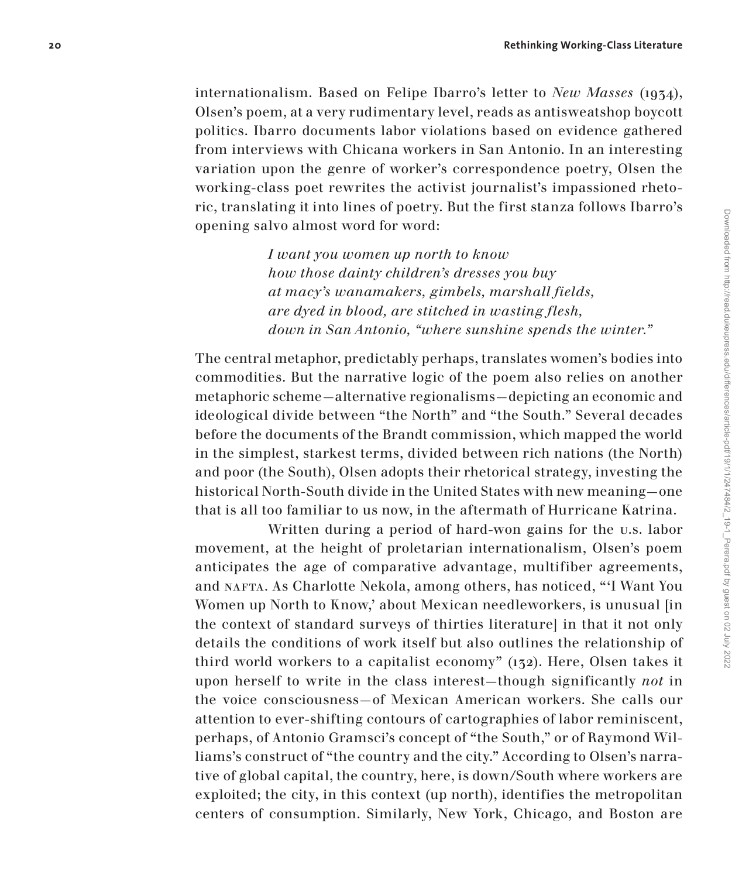internationalism. Based on Felipe Ibarro's letter to *New Masses* (1934), Olsen's poem, at a very rudimentary level, reads as antisweatshop boycott politics. Ibarro documents labor violations based on evidence gathered from interviews with Chicana workers in San Antonio. In an interesting variation upon the genre of worker's correspondence poetry, Olsen the working-class poet rewrites the activist journalist's impassioned rhetoric, translating it into lines of poetry. But the first stanza follows Ibarro's opening salvo almost word for word:

> *I want you women up north to know*
> *how those dainty children's dresses you buy*
> *at macy's wanamakers, gimbels, marshall fields,*
> *are dyed in blood, are stitched in wasting flesh,*
> *down in San Antonio, "where sunshine spends the winter."*

The central metaphor, predictably perhaps, translates women's bodies into commodities. But the narrative logic of the poem also relies on another metaphoric scheme—alternative regionalisms—depicting an economic and ideological divide between "the North" and "the South." Several decades before the documents of the Brandt commission, which mapped the world in the simplest, starkest terms, divided between rich nations (the North) and poor (the South), Olsen adopts their rhetorical strategy, investing the historical North-South divide in the United States with new meaning—one that is all too familiar to us now, in the aftermath of Hurricane Katrina.

Written during a period of hard-won gains for the U.S. labor movement, at the height of proletarian internationalism, Olsen's poem anticipates the age of comparative advantage, multifiber agreements, and NAFTA. As Charlotte Nekola, among others, has noticed, "'I Want You Women up North to Know,' about Mexican needleworkers, is unusual [in the context of standard surveys of thirties literature] in that it not only details the conditions of work itself but also outlines the relationship of third world workers to a capitalist economy" (132). Here, Olsen takes it upon herself to write in the class interest—though significantly *not* in the voice consciousness—of Mexican American workers. She calls our attention to ever-shifting contours of cartographies of labor reminiscent, perhaps, of Antonio Gramsci's concept of "the South," or of Raymond Williams's construct of "the country and the city." According to Olsen's narrative of global capital, the country, here, is down/South where workers are exploited; the city, in this context (up north), identifies the metropolitan centers of consumption. Similarly, New York, Chicago, and Boston are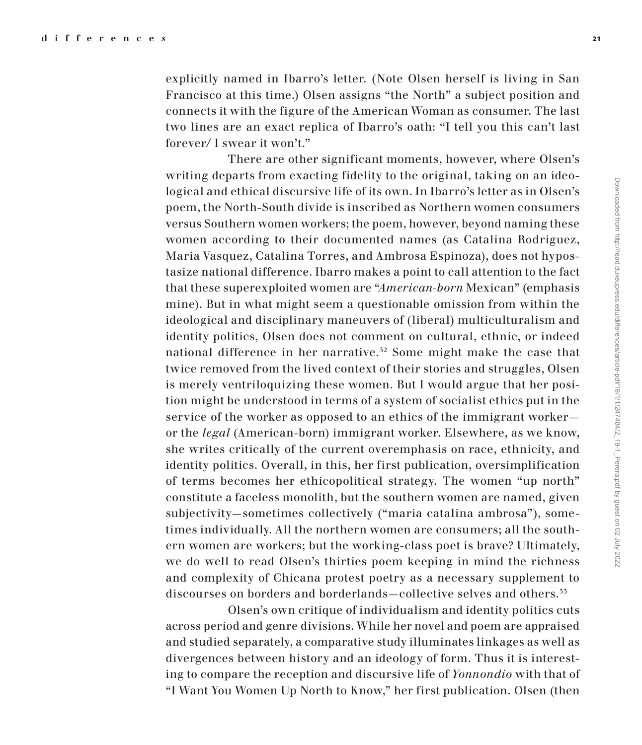explicitly named in Ibarro's letter. (Note Olsen herself is living in San Francisco at this time.) Olsen assigns "the North" a subject position and connects it with the figure of the American Woman as consumer. The last two lines are an exact replica of Ibarro's oath: "I tell you this can't last forever/ I swear it won't."

There are other significant moments, however, where Olsen's writing departs from exacting fidelity to the original, taking on an ideological and ethical discursive life of its own. In Ibarro's letter as in Olsen's poem, the North-South divide is inscribed as Northern women consumers versus Southern women workers; the poem, however, beyond naming these women according to their documented names (as Catalina Rodriguez, Maria Vasquez, Catalina Torres, and Ambrosa Espinoza), does not hypostasize national difference. Ibarro makes a point to call attention to the fact that these superexploited women are "*American-born* Mexican" (emphasis mine). But in what might seem a questionable omission from within the ideological and disciplinary maneuvers of (liberal) multiculturalism and identity politics, Olsen does not comment on cultural, ethnic, or indeed national difference in her narrative.[32] Some might make the case that twice removed from the lived context of their stories and struggles, Olsen is merely ventriloquizing these women. But I would argue that her position might be understood in terms of a system of socialist ethics put in the service of the worker as opposed to an ethics of the immigrant worker—or the *legal* (American-born) immigrant worker. Elsewhere, as we know, she writes critically of the current overemphasis on race, ethnicity, and identity politics. Overall, in this, her first publication, oversimplification of terms becomes her ethicopolitical strategy. The women "up north" constitute a faceless monolith, but the southern women are named, given subjectivity—sometimes collectively ("maria catalina ambrosa"), sometimes individually. All the northern women are consumers; all the southern women are workers; but the working-class poet is brave? Ultimately, we do well to read Olsen's thirties poem keeping in mind the richness and complexity of Chicana protest poetry as a necessary supplement to discourses on borders and borderlands—collective selves and others.[33]

Olsen's own critique of individualism and identity politics cuts across period and genre divisions. While her novel and poem are appraised and studied separately, a comparative study illuminates linkages as well as divergences between history and an ideology of form. Thus it is interesting to compare the reception and discursive life of *Yonnondio* with that of "I Want You Women Up North to Know," her first publication. Olsen (then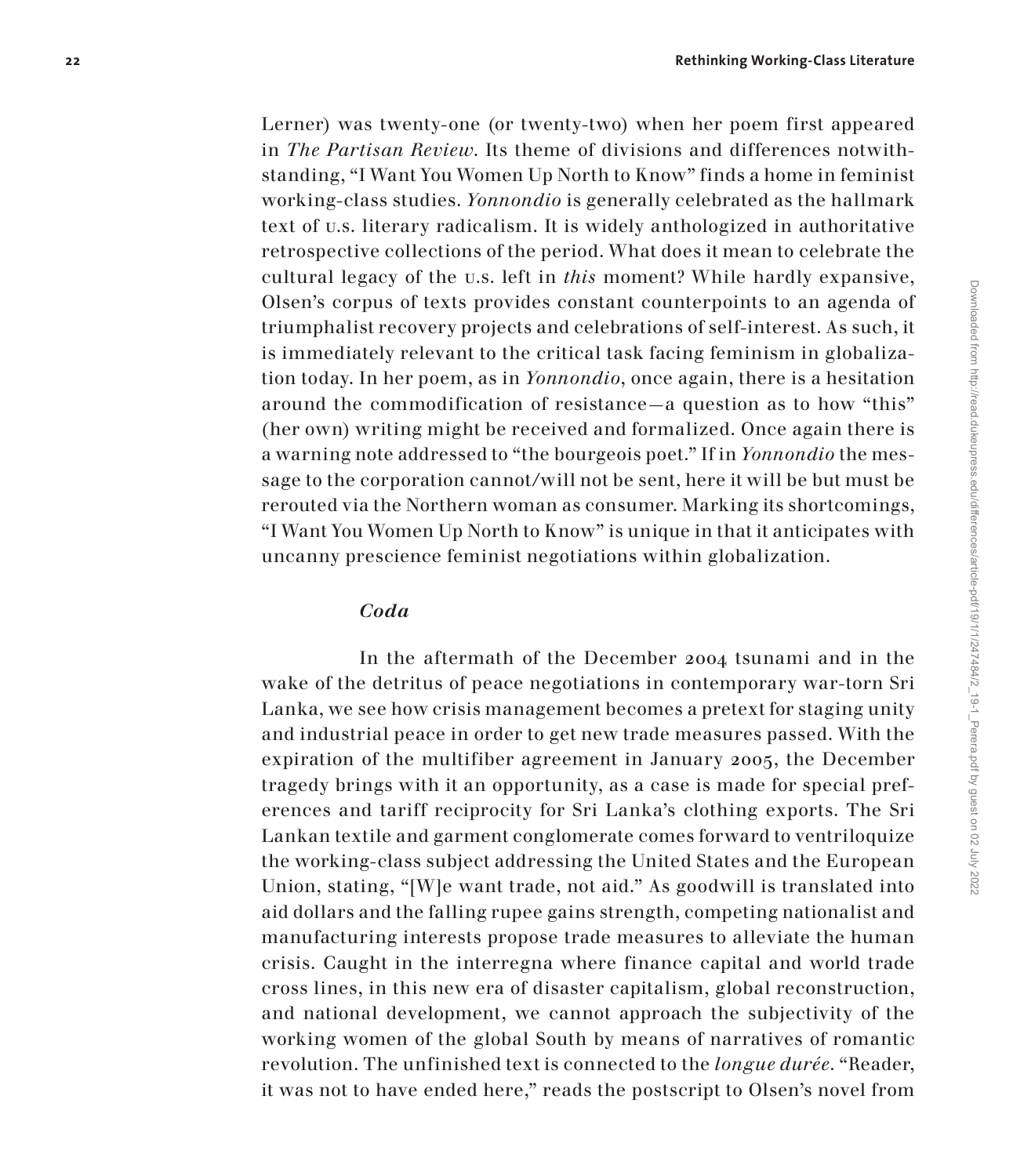Lerner) was twenty-one (or twenty-two) when her poem first appeared in *The Partisan Review*. Its theme of divisions and differences notwithstanding, "I Want You Women Up North to Know" finds a home in feminist working-class studies. *Yonnondio* is generally celebrated as the hallmark text of u.s. literary radicalism. It is widely anthologized in authoritative retrospective collections of the period. What does it mean to celebrate the cultural legacy of the u.s. left in *this* moment? While hardly expansive, Olsen's corpus of texts provides constant counterpoints to an agenda of triumphalist recovery projects and celebrations of self-interest. As such, it is immediately relevant to the critical task facing feminism in globalization today. In her poem, as in *Yonnondio*, once again, there is a hesitation around the commodification of resistance—a question as to how "this" (her own) writing might be received and formalized. Once again there is a warning note addressed to "the bourgeois poet." If in *Yonnondio* the message to the corporation cannot/will not be sent, here it will be but must be rerouted via the Northern woman as consumer. Marking its shortcomings, "I Want You Women Up North to Know" is unique in that it anticipates with uncanny prescience feminist negotiations within globalization.

### *Coda*

In the aftermath of the December 2004 tsunami and in the wake of the detritus of peace negotiations in contemporary war-torn Sri Lanka, we see how crisis management becomes a pretext for staging unity and industrial peace in order to get new trade measures passed. With the expiration of the multifiber agreement in January 2005, the December tragedy brings with it an opportunity, as a case is made for special preferences and tariff reciprocity for Sri Lanka's clothing exports. The Sri Lankan textile and garment conglomerate comes forward to ventriloquize the working-class subject addressing the United States and the European Union, stating, "[W]e want trade, not aid." As goodwill is translated into aid dollars and the falling rupee gains strength, competing nationalist and manufacturing interests propose trade measures to alleviate the human crisis. Caught in the interregna where finance capital and world trade cross lines, in this new era of disaster capitalism, global reconstruction, and national development, we cannot approach the subjectivity of the working women of the global South by means of narratives of romantic revolution. The unfinished text is connected to the *longue durée*. "Reader, it was not to have ended here," reads the postscript to Olsen's novel from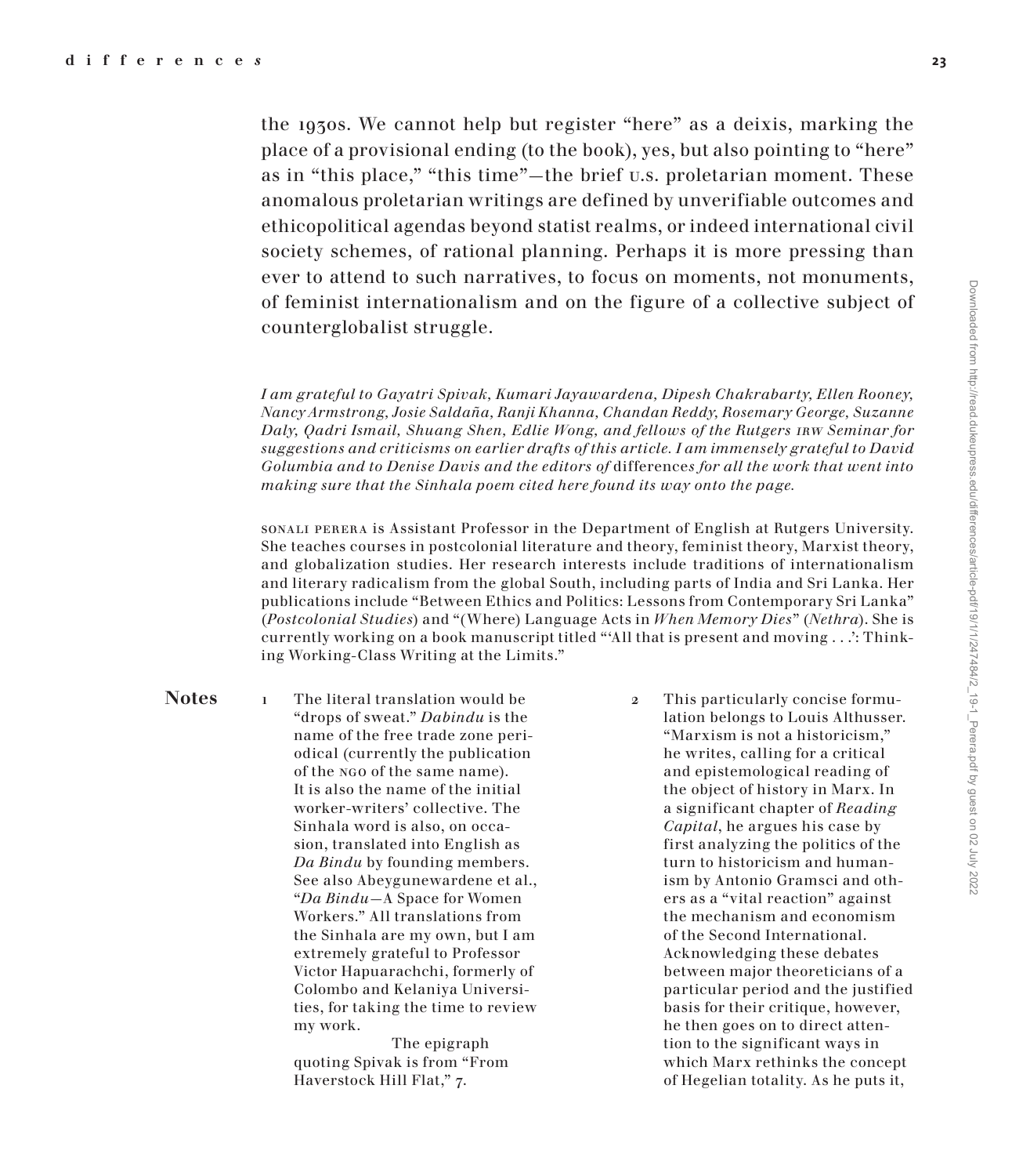the 1930s. We cannot help but register "here" as a deixis, marking the place of a provisional ending (to the book), yes, but also pointing to "here" as in "this place," "this time"—the brief u.s. proletarian moment. These anomalous proletarian writings are defined by unverifiable outcomes and ethicopolitical agendas beyond statist realms, or indeed international civil society schemes, of rational planning. Perhaps it is more pressing than ever to attend to such narratives, to focus on moments, not monuments, of feminist internationalism and on the figure of a collective subject of counterglobalist struggle.

*I am grateful to Gayatri Spivak, Kumari Jayawardena, Dipesh Chakrabarty, Ellen Rooney, Nancy Armstrong, Josie Saldaña, Ranji Khanna, Chandan Reddy, Rosemary George, Suzanne Daly, Qadri Ismail, Shuang Shen, Edlie Wong, and fellows of the Rutgers IRW Seminar for suggestions and criticisms on earlier drafts of this article. I am immensely grateful to David Golumbia and to Denise Davis and the editors of* differences *for all the work that went into making sure that the Sinhala poem cited here found its way onto the page.*

sonali perera is Assistant Professor in the Department of English at Rutgers University. She teaches courses in postcolonial literature and theory, feminist theory, Marxist theory, and globalization studies. Her research interests include traditions of internationalism and literary radicalism from the global South, including parts of India and Sri Lanka. Her publications include "Between Ethics and Politics: Lessons from Contemporary Sri Lanka" (*Postcolonial Studies*) and "(Where) Language Acts in *When Memory Dies*" (*Nethra*). She is currently working on a book manuscript titled "'All that is present and moving . . .': Thinking Working-Class Writing at the Limits."

## Notes

1 The literal translation would be "drops of sweat." *Dabindu* is the name of the free trade zone periodical (currently the publication of the ngo of the same name). It is also the name of the initial worker-writers' collective. The Sinhala word is also, on occasion, translated into English as *Da Bindu* by founding members. See also Abeygunewardene et al., "*Da Bindu*—A Space for Women Workers." All translations from the Sinhala are my own, but I am extremely grateful to Professor Victor Hapuarachchi, formerly of Colombo and Kelaniya Universities, for taking the time to review my work.

The epigraph quoting Spivak is from "From Haverstock Hill Flat," 7.

2 This particularly concise formulation belongs to Louis Althusser. "Marxism is not a historicism," he writes, calling for a critical and epistemological reading of the object of history in Marx. In a significant chapter of *Reading Capital*, he argues his case by first analyzing the politics of the turn to historicism and humanism by Antonio Gramsci and others as a "vital reaction" against the mechanism and economism of the Second International. Acknowledging these debates between major theoreticians of a particular period and the justified basis for their critique, however, he then goes on to direct attention to the significant ways in which Marx rethinks the concept of Hegelian totality. As he puts it,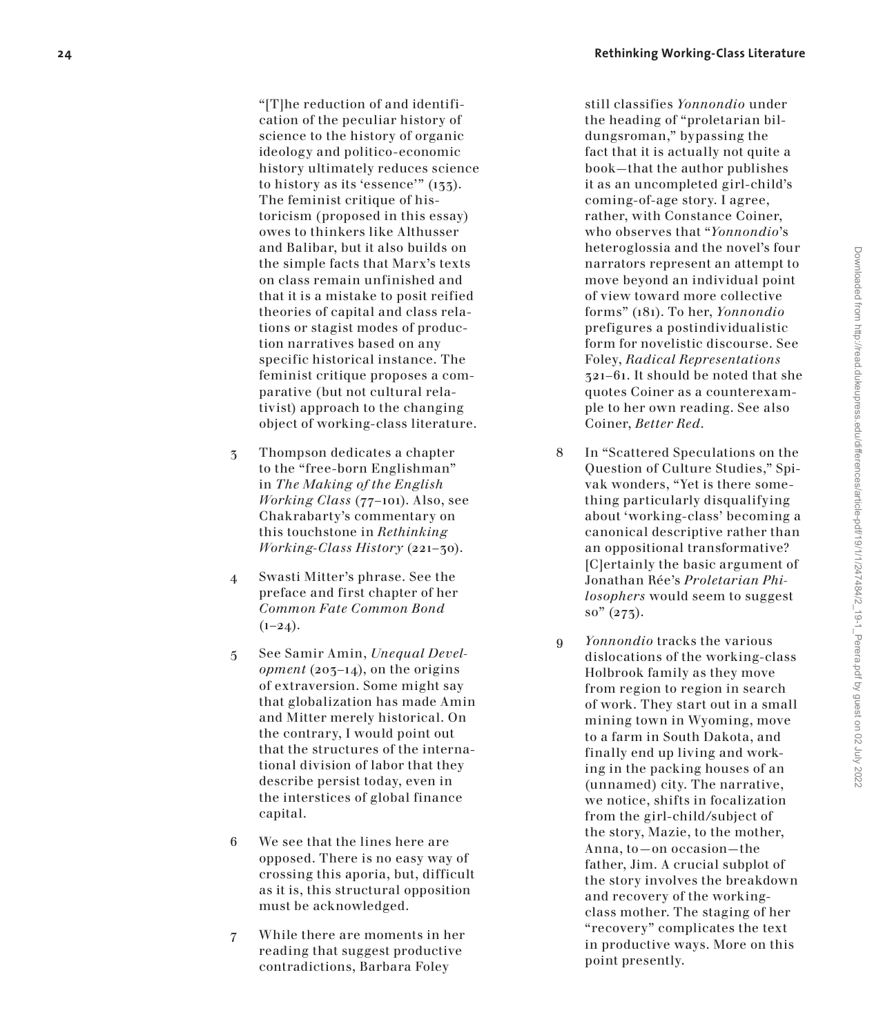"[T]he reduction of and identification of the peculiar history of science to the history of organic ideology and politico-economic history ultimately reduces science to history as its 'essence'" (133). The feminist critique of historicism (proposed in this essay) owes to thinkers like Althusser and Balibar, but it also builds on the simple facts that Marx's texts on class remain unfinished and that it is a mistake to posit reified theories of capital and class relations or stagist modes of production narratives based on any specific historical instance. The feminist critique proposes a comparative (but not cultural relativist) approach to the changing object of working-class literature.

3 Thompson dedicates a chapter to the "free-born Englishman" in *The Making of the English Working Class* (77–101). Also, see Chakrabarty's commentary on this touchstone in *Rethinking Working-Class History* (221–30).

4 Swasti Mitter's phrase. See the preface and first chapter of her *Common Fate Common Bond* (1–24).

5 See Samir Amin, *Unequal Development* (203–14), on the origins of extraversion. Some might say that globalization has made Amin and Mitter merely historical. On the contrary, I would point out that the structures of the international division of labor that they describe persist today, even in the interstices of global finance capital.

6 We see that the lines here are opposed. There is no easy way of crossing this aporia, but, difficult as it is, this structural opposition must be acknowledged.

7 While there are moments in her reading that suggest productive contradictions, Barbara Foley still classifies *Yonnondio* under the heading of "proletarian bildungsroman," bypassing the fact that it is actually not quite a book—that the author publishes it as an uncompleted girl-child's coming-of-age story. I agree, rather, with Constance Coiner, who observes that "*Yonnondio*'s heteroglossia and the novel's four narrators represent an attempt to move beyond an individual point of view toward more collective forms" (181). To her, *Yonnondio* prefigures a postindividualistic form for novelistic discourse. See Foley, *Radical Representations* 321–61. It should be noted that she quotes Coiner as a counterexample to her own reading. See also Coiner, *Better Red*.

8 In "Scattered Speculations on the Question of Culture Studies," Spivak wonders, "Yet is there something particularly disqualifying about 'working-class' becoming a canonical descriptive rather than an oppositional transformative? [C]ertainly the basic argument of Jonathan Rée's *Proletarian Philosophers* would seem to suggest so" (273).

9 *Yonnondio* tracks the various dislocations of the working-class Holbrook family as they move from region to region in search of work. They start out in a small mining town in Wyoming, move to a farm in South Dakota, and finally end up living and working in the packing houses of an (unnamed) city. The narrative, we notice, shifts in focalization from the girl-child/subject of the story, Mazie, to the mother, Anna, to—on occasion—the father, Jim. A crucial subplot of the story involves the breakdown and recovery of the working-class mother. The staging of her "recovery" complicates the text in productive ways. More on this point presently.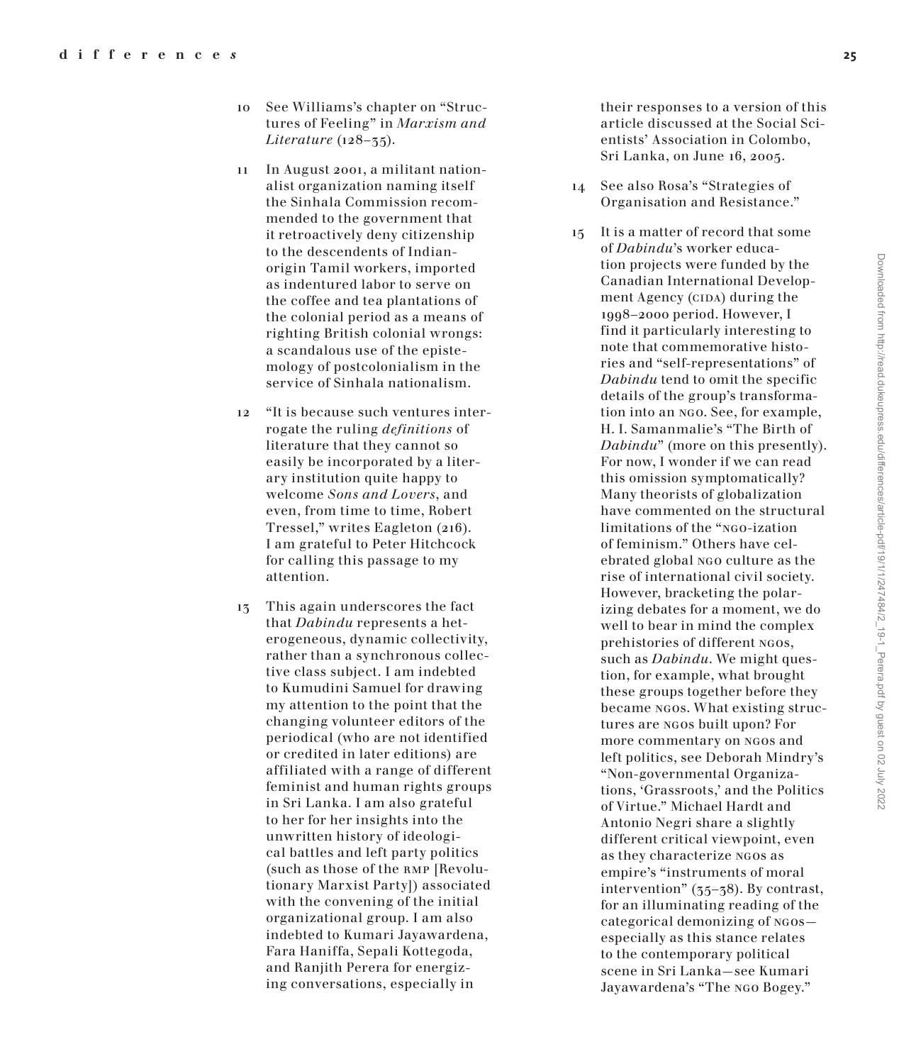10 See Williams's chapter on "Structures of Feeling" in *Marxism and Literature* (128–35).

11 In August 2001, a militant nationalist organization naming itself the Sinhala Commission recommended to the government that it retroactively deny citizenship to the descendents of Indian-origin Tamil workers, imported as indentured labor to serve on the coffee and tea plantations of the colonial period as a means of righting British colonial wrongs: a scandalous use of the epistemology of postcolonialism in the service of Sinhala nationalism.

12 "It is because such ventures interrogate the ruling *definitions* of literature that they cannot so easily be incorporated by a literary institution quite happy to welcome *Sons and Lovers*, and even, from time to time, Robert Tressel," writes Eagleton (216). I am grateful to Peter Hitchcock for calling this passage to my attention.

13 This again underscores the fact that *Dabindu* represents a heterogeneous, dynamic collectivity, rather than a synchronous collective class subject. I am indebted to Kumudini Samuel for drawing my attention to the point that the changing volunteer editors of the periodical (who are not identified or credited in later editions) are affiliated with a range of different feminist and human rights groups in Sri Lanka. I am also grateful to her for her insights into the unwritten history of ideological battles and left party politics (such as those of the RMP [Revolutionary Marxist Party]) associated with the convening of the initial organizational group. I am also indebted to Kumari Jayawardena, Fara Haniffa, Sepali Kottegoda, and Ranjith Perera for energizing conversations, especially in their responses to a version of this article discussed at the Social Scientists' Association in Colombo, Sri Lanka, on June 16, 2005.

14 See also Rosa's "Strategies of Organisation and Resistance."

15 It is a matter of record that some of *Dabindu*'s worker education projects were funded by the Canadian International Development Agency (CIDA) during the 1998–2000 period. However, I find it particularly interesting to note that commemorative histories and "self-representations" of *Dabindu* tend to omit the specific details of the group's transformation into an NGO. See, for example, H. I. Samanmalie's "The Birth of *Dabindu*" (more on this presently). For now, I wonder if we can read this omission symptomatically? Many theorists of globalization have commented on the structural limitations of the "NGO-ization of feminism." Others have celebrated global NGO culture as the rise of international civil society. However, bracketing the polarizing debates for a moment, we do well to bear in mind the complex prehistories of different NGOs, such as *Dabindu*. We might question, for example, what brought these groups together before they became NGOs. What existing structures are NGOs built upon? For more commentary on NGOs and left politics, see Deborah Mindry's "Non-governmental Organizations, 'Grassroots,' and the Politics of Virtue." Michael Hardt and Antonio Negri share a slightly different critical viewpoint, even as they characterize NGOs as empire's "instruments of moral intervention" (35–38). By contrast, for an illuminating reading of the categorical demonizing of NGOs—especially as this stance relates to the contemporary political scene in Sri Lanka—see Kumari Jayawardena's "The NGO Bogey."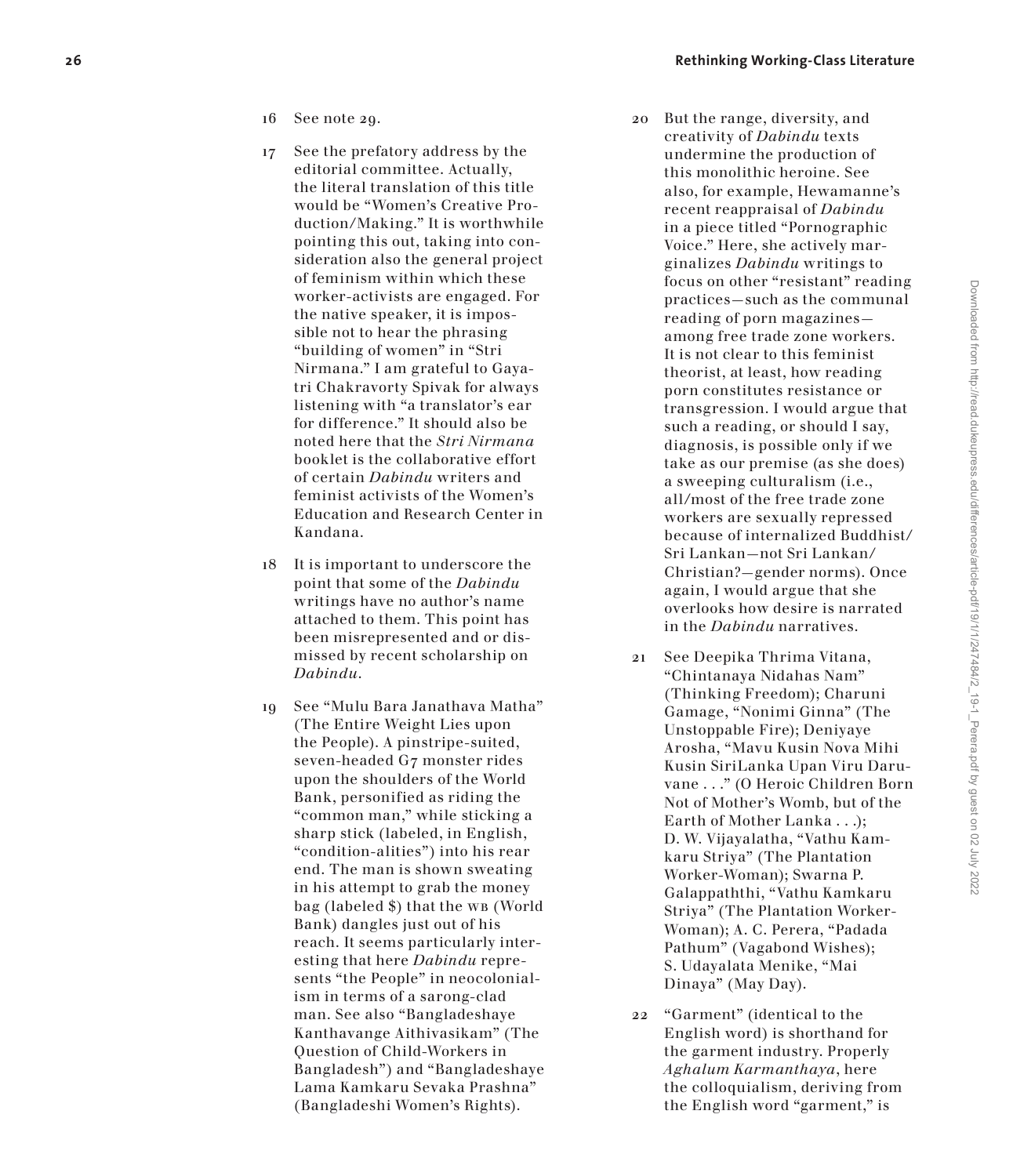16 See note 29.

17 See the prefatory address by the editorial committee. Actually, the literal translation of this title would be "Women's Creative Production/Making." It is worthwhile pointing this out, taking into consideration also the general project of feminism within which these worker-activists are engaged. For the native speaker, it is impossible not to hear the phrasing "building of women" in "Stri Nirmana." I am grateful to Gayatri Chakravorty Spivak for always listening with "a translator's ear for difference." It should also be noted here that the *Stri Nirmana* booklet is the collaborative effort of certain *Dabindu* writers and feminist activists of the Women's Education and Research Center in Kandana.

18 It is important to underscore the point that some of the *Dabindu* writings have no author's name attached to them. This point has been misrepresented and or dismissed by recent scholarship on *Dabindu*.

19 See "Mulu Bara Janathava Matha" (The Entire Weight Lies upon the People). A pinstripe-suited, seven-headed G7 monster rides upon the shoulders of the World Bank, personified as riding the "common man," while sticking a sharp stick (labeled, in English, "condition-alities") into his rear end. The man is shown sweating in his attempt to grab the money bag (labeled $) that the WB (World Bank) dangles just out of his reach. It seems particularly interesting that here *Dabindu* represents "the People" in neocolonialism in terms of a sarong-clad man. See also "Bangladeshaye Kanthavange Aithivasikam" (The Question of Child-Workers in Bangladesh") and "Bangladeshaye Lama Kamkaru Sevaka Prashna" (Bangladeshi Women's Rights).

20 But the range, diversity, and creativity of *Dabindu* texts undermine the production of this monolithic heroine. See also, for example, Hewamanne's recent reappraisal of *Dabindu* in a piece titled "Pornographic Voice." Here, she actively marginalizes *Dabindu* writings to focus on other "resistant" reading practices—such as the communal reading of porn magazines—among free trade zone workers. It is not clear to this feminist theorist, at least, how reading porn constitutes resistance or transgression. I would argue that such a reading, or should I say, diagnosis, is possible only if we take as our premise (as she does) a sweeping culturalism (i.e., all/most of the free trade zone workers are sexually repressed because of internalized Buddhist/Sri Lankan—not Sri Lankan/Christian?—gender norms). Once again, I would argue that she overlooks how desire is narrated in the *Dabindu* narratives.

21 See Deepika Thrima Vitana, "Chintanaya Nidahas Nam" (Thinking Freedom); Charuni Gamage, "Nonimi Ginna" (The Unstoppable Fire); Deniyaye Arosha, "Mavu Kusin Nova Mihi Kusin SiriLanka Upan Viru Daruvane . . ." (O Heroic Children Born Not of Mother's Womb, but of the Earth of Mother Lanka . . .); D. W. Vijayalatha, "Vathu Kamkaru Striya" (The Plantation Worker-Woman); Swarna P. Galappaththi, "Vathu Kamkaru Striya" (The Plantation Worker-Woman); A. C. Perera, "Padada Pathum" (Vagabond Wishes); S. Udayalata Menike, "Mai Dinaya" (May Day).

22 "Garment" (identical to the English word) is shorthand for the garment industry. Properly *Aghalum Karmanthaya*, here the colloquialism, deriving from the English word "garment," is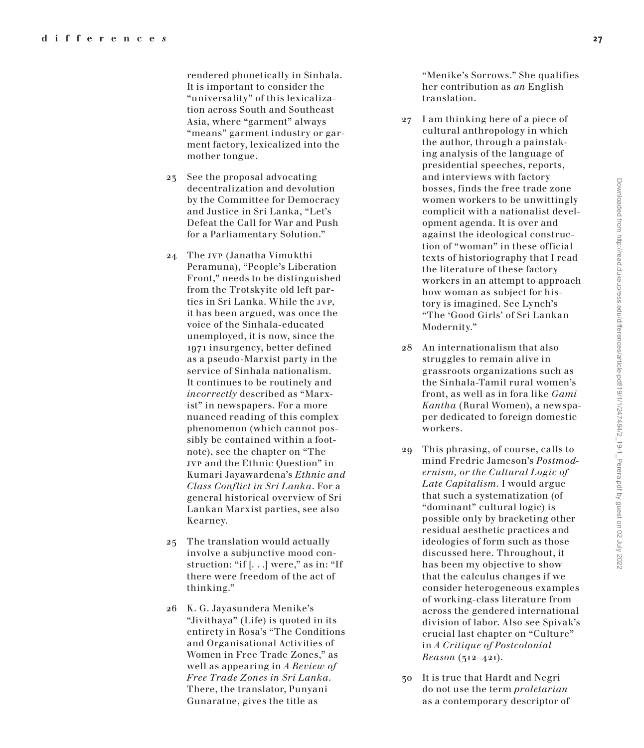rendered phonetically in Sinhala. It is important to consider the "universality" of this lexicalization across South and Southeast Asia, where "garment" always "means" garment industry or garment factory, lexicalized into the mother tongue.

23 See the proposal advocating decentralization and devolution by the Committee for Democracy and Justice in Sri Lanka, "Let's Defeat the Call for War and Push for a Parliamentary Solution."

24 The JVP (Janatha Vimukthi Peramuna), "People's Liberation Front," needs to be distinguished from the Trotskyite old left parties in Sri Lanka. While the JVP, it has been argued, was once the voice of the Sinhala-educated unemployed, it is now, since the 1971 insurgency, better defined as a pseudo-Marxist party in the service of Sinhala nationalism. It continues to be routinely and *incorrectly* described as "Marxist" in newspapers. For a more nuanced reading of this complex phenomenon (which cannot possibly be contained within a footnote), see the chapter on "The JVP and the Ethnic Question" in Kumari Jayawardena's *Ethnic and Class Conflict in Sri Lanka*. For a general historical overview of Sri Lankan Marxist parties, see also Kearney.

25 The translation would actually involve a subjunctive mood construction: "if [. . .] were," as in: "If there were freedom of the act of thinking."

26 K. G. Jayasundera Menike's "Jivithaya" (Life) is quoted in its entirety in Rosa's "The Conditions and Organisational Activities of Women in Free Trade Zones," as well as appearing in *A Review of Free Trade Zones in Sri Lanka*. There, the translator, Punyani Gunaratne, gives the title as "Menike's Sorrows." She qualifies her contribution as *an* English translation.

27 I am thinking here of a piece of cultural anthropology in which the author, through a painstaking analysis of the language of presidential speeches, reports, and interviews with factory bosses, finds the free trade zone women workers to be unwittingly complicit with a nationalist development agenda. It is over and against the ideological construction of "woman" in these official texts of historiography that I read the literature of these factory workers in an attempt to approach how woman as subject for history is imagined. See Lynch's "The 'Good Girls' of Sri Lankan Modernity."

28 An internationalism that also struggles to remain alive in grassroots organizations such as the Sinhala-Tamil rural women's front, as well as in fora like *Gami Kantha* (Rural Women), a newspaper dedicated to foreign domestic workers.

29 This phrasing, of course, calls to mind Fredric Jameson's *Postmodernism, or the Cultural Logic of Late Capitalism*. I would argue that such a systematization (of "dominant" cultural logic) is possible only by bracketing other residual aesthetic practices and ideologies of form such as those discussed here. Throughout, it has been my objective to show that the calculus changes if we consider heterogeneous examples of working-class literature from across the gendered international division of labor. Also see Spivak's crucial last chapter on "Culture" in *A Critique of Postcolonial Reason* (312–421).

30 It is true that Hardt and Negri do not use the term *proletarian* as a contemporary descriptor of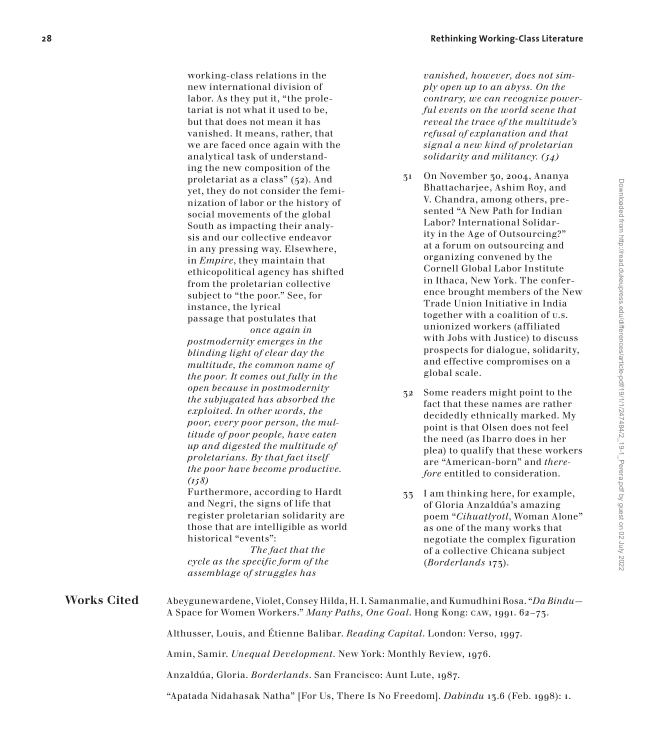working-class relations in the new international division of labor. As they put it, "the proletariat is not what it used to be, but that does not mean it has vanished. It means, rather, that we are faced once again with the analytical task of understanding the new composition of the proletariat as a class" (52). And yet, they do not consider the feminization of labor or the history of social movements of the global South as impacting their analysis and our collective endeavor in any pressing way. Elsewhere, in *Empire*, they maintain that ethicopolitical agency has shifted from the proletarian collective subject to "the poor." See, for instance, the lyrical passage that postulates that

> *once again in postmodernity emerges in the blinding light of clear day the multitude, the common name of the poor. It comes out fully in the open because in postmodernity the subjugated has absorbed the exploited. In other words, the poor, every poor person, the multitude of poor people, have eaten up and digested the multitude of proletarians. By that fact itself the poor have become productive. (158)*

Furthermore, according to Hardt and Negri, the signs of life that register proletarian solidarity are those that are intelligible as world historical "events":

> *The fact that the cycle as the specific form of the assemblage of struggles has vanished, however, does not simply open up to an abyss. On the contrary, we can recognize powerful events on the world scene that reveal the trace of the multitude's refusal of explanation and that signal a new kind of proletarian solidarity and militancy. (54)*

31 On November 30, 2004, Ananya Bhattacharjee, Ashim Roy, and V. Chandra, among others, presented "A New Path for Indian Labor? International Solidarity in the Age of Outsourcing?" at a forum on outsourcing and organizing convened by the Cornell Global Labor Institute in Ithaca, New York. The conference brought members of the New Trade Union Initiative in India together with a coalition of U.S. unionized workers (affiliated with Jobs with Justice) to discuss prospects for dialogue, solidarity, and effective compromises on a global scale.

32 Some readers might point to the fact that these names are rather decidedly ethnically marked. My point is that Olsen does not feel the need (as Ibarro does in her plea) to qualify that these workers are "American-born" and *therefore* entitled to consideration.

33 I am thinking here, for example, of Gloria Anzaldúa's amazing poem "*Cihuatlyotl*, Woman Alone" as one of the many works that negotiate the complex figuration of a collective Chicana subject (*Borderlands* 173).

## Works Cited

Abeygunewardene, Violet, Consey Hilda, H. I. Samanmalie, and Kumudhini Rosa. "*Da Bindu*—A Space for Women Workers." *Many Paths, One Goal*. Hong Kong: CAW, 1991. 62–73.

Althusser, Louis, and Étienne Balibar. *Reading Capital*. London: Verso, 1997.

Amin, Samir. *Unequal Development*. New York: Monthly Review, 1976.

Anzaldúa, Gloria. *Borderlands*. San Francisco: Aunt Lute, 1987.

"Apatada Nidahasak Natha" [For Us, There Is No Freedom]. *Dabindu* 13.6 (Feb. 1998): 1.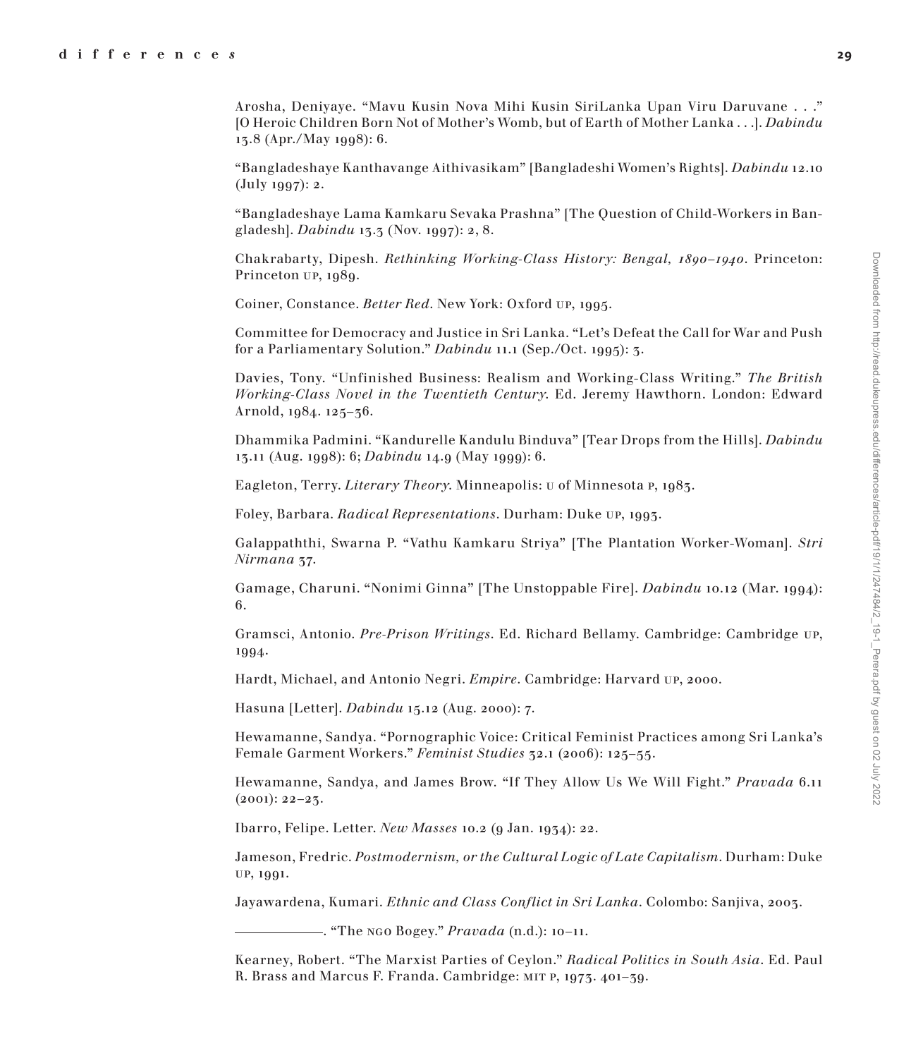Arosha, Deniyaye. "Mavu Kusin Nova Mihi Kusin SiriLanka Upan Viru Daruvane . . ." [O Heroic Children Born Not of Mother's Womb, but of Earth of Mother Lanka . . .]. *Dabindu* 13.8 (Apr./May 1998): 6.

"Bangladeshaye Kanthavange Aithivasikam" [Bangladeshi Women's Rights]. *Dabindu* 12.10 (July 1997): 2.

"Bangladeshaye Lama Kamkaru Sevaka Prashna" [The Question of Child-Workers in Bangladesh]. *Dabindu* 13.3 (Nov. 1997): 2, 8.

Chakrabarty, Dipesh. *Rethinking Working-Class History: Bengal, 1890–1940*. Princeton: Princeton UP, 1989.

Coiner, Constance. *Better Red*. New York: Oxford UP, 1995.

Committee for Democracy and Justice in Sri Lanka. "Let's Defeat the Call for War and Push for a Parliamentary Solution." *Dabindu* 11.1 (Sep./Oct. 1995): 3.

Davies, Tony. "Unfinished Business: Realism and Working-Class Writing." *The British Working-Class Novel in the Twentieth Century*. Ed. Jeremy Hawthorn. London: Edward Arnold, 1984. 125–36.

Dhammika Padmini. "Kandurelle Kandulu Binduva" [Tear Drops from the Hills]. *Dabindu* 13.11 (Aug. 1998): 6; *Dabindu* 14.9 (May 1999): 6.

Eagleton, Terry. *Literary Theory*. Minneapolis: U of Minnesota P, 1983.

Foley, Barbara. *Radical Representations*. Durham: Duke UP, 1993.

Galappaththi, Swarna P. "Vathu Kamkaru Striya" [The Plantation Worker-Woman]. *Stri Nirmana* 37.

Gamage, Charuni. "Nonimi Ginna" [The Unstoppable Fire]. *Dabindu* 10.12 (Mar. 1994): 6.

Gramsci, Antonio. *Pre-Prison Writings*. Ed. Richard Bellamy. Cambridge: Cambridge UP, 1994.

Hardt, Michael, and Antonio Negri. *Empire*. Cambridge: Harvard UP, 2000.

Hasuna [Letter]. *Dabindu* 15.12 (Aug. 2000): 7.

Hewamanne, Sandya. "Pornographic Voice: Critical Feminist Practices among Sri Lanka's Female Garment Workers." *Feminist Studies* 32.1 (2006): 125–55.

Hewamanne, Sandya, and James Brow. "If They Allow Us We Will Fight." *Pravada* 6.11 (2001): 22–23.

Ibarro, Felipe. Letter. *New Masses* 10.2 (9 Jan. 1934): 22.

Jameson, Fredric. *Postmodernism, or the Cultural Logic of Late Capitalism*. Durham: Duke UP, 1991.

Jayawardena, Kumari. *Ethnic and Class Conflict in Sri Lanka*. Colombo: Sanjiva, 2003.

———. "The NGO Bogey." *Pravada* (n.d.): 10–11.

Kearney, Robert. "The Marxist Parties of Ceylon." *Radical Politics in South Asia*. Ed. Paul R. Brass and Marcus F. Franda. Cambridge: MIT P, 1973. 401–39.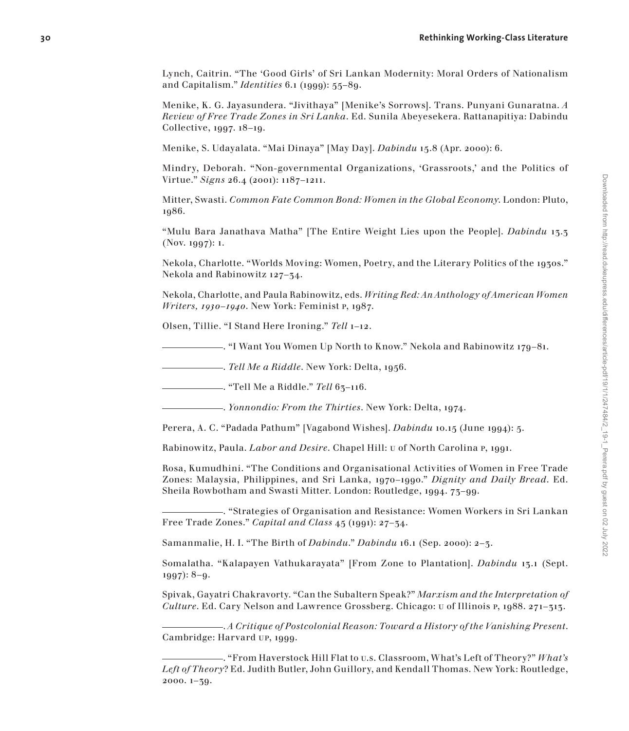Lynch, Caitrin. "The 'Good Girls' of Sri Lankan Modernity: Moral Orders of Nationalism and Capitalism." *Identities* 6.1 (1999): 55–89.

Menike, K. G. Jayasundera. "Jivithaya" [Menike's Sorrows]. Trans. Punyani Gunaratna. *A Review of Free Trade Zones in Sri Lanka*. Ed. Sunila Abeyesekera. Rattanapitiya: Dabindu Collective, 1997. 18–19.

Menike, S. Udayalata. "Mai Dinaya" [May Day]. *Dabindu* 15.8 (Apr. 2000): 6.

Mindry, Deborah. "Non-governmental Organizations, 'Grassroots,' and the Politics of Virtue." *Signs* 26.4 (2001): 1187–1211.

Mitter, Swasti. *Common Fate Common Bond: Women in the Global Economy*. London: Pluto, 1986.

"Mulu Bara Janathava Matha" [The Entire Weight Lies upon the People]. *Dabindu* 13.3 (Nov. 1997): 1.

Nekola, Charlotte. "Worlds Moving: Women, Poetry, and the Literary Politics of the 1930s." Nekola and Rabinowitz 127–34.

Nekola, Charlotte, and Paula Rabinowitz, eds. *Writing Red: An Anthology of American Women Writers, 1930–1940*. New York: Feminist P, 1987.

Olsen, Tillie. "I Stand Here Ironing." *Tell* 1–12.

———. "I Want You Women Up North to Know." Nekola and Rabinowitz 179–81.

———. *Tell Me a Riddle*. New York: Delta, 1956.

———. "Tell Me a Riddle." *Tell* 63–116.

———. *Yonnondio: From the Thirties*. New York: Delta, 1974.

Perera, A. C. "Padada Pathum" [Vagabond Wishes]. *Dabindu* 10.15 (June 1994): 5.

Rabinowitz, Paula. *Labor and Desire*. Chapel Hill: U of North Carolina P, 1991.

Rosa, Kumudhini. "The Conditions and Organisational Activities of Women in Free Trade Zones: Malaysia, Philippines, and Sri Lanka, 1970–1990." *Dignity and Daily Bread*. Ed. Sheila Rowbotham and Swasti Mitter. London: Routledge, 1994. 73–99.

———. "Strategies of Organisation and Resistance: Women Workers in Sri Lankan Free Trade Zones." *Capital and Class* 45 (1991): 27–34.

Samanmalie, H. I. "The Birth of *Dabindu*." *Dabindu* 16.1 (Sep. 2000): 2–3.

Somalatha. "Kalapayen Vathukarayata" [From Zone to Plantation]. *Dabindu* 13.1 (Sept. 1997): 8–9.

Spivak, Gayatri Chakravorty. "Can the Subaltern Speak?" *Marxism and the Interpretation of Culture*. Ed. Cary Nelson and Lawrence Grossberg. Chicago: U of Illinois P, 1988. 271–313.

———. *A Critique of Postcolonial Reason: Toward a History of the Vanishing Present*. Cambridge: Harvard UP, 1999.

———. "From Haverstock Hill Flat to U.S. Classroom, What's Left of Theory?" *What's Left of Theory?* Ed. Judith Butler, John Guillory, and Kendall Thomas. New York: Routledge, 2000. 1–39.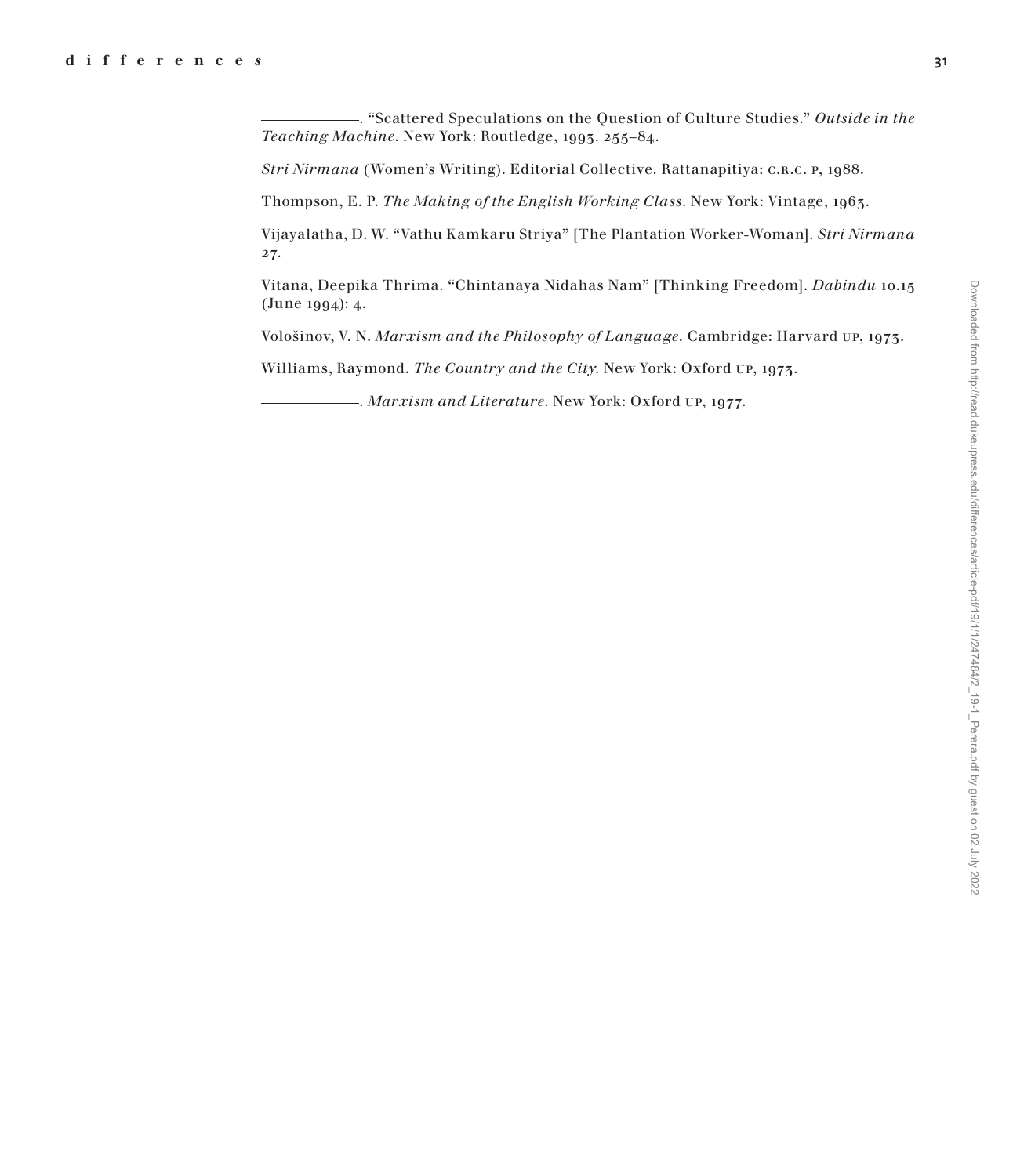———. "Scattered Speculations on the Question of Culture Studies." *Outside in the Teaching Machine*. New York: Routledge, 1993. 255–84.

*Stri Nirmana* (Women's Writing). Editorial Collective. Rattanapitiya: C.R.C. P, 1988.

Thompson, E. P. *The Making of the English Working Class*. New York: Vintage, 1963.

Vijayalatha, D. W. "Vathu Kamkaru Striya" [The Plantation Worker-Woman]. *Stri Nirmana* 27.

Vitana, Deepika Thrima. "Chintanaya Nidahas Nam" [Thinking Freedom]. *Dabindu* 10.15 (June 1994): 4.

Vološinov, V. N. *Marxism and the Philosophy of Language*. Cambridge: Harvard UP, 1973.

Williams, Raymond. *The Country and the City*. New York: Oxford UP, 1973.

———. *Marxism and Literature*. New York: Oxford UP, 1977.